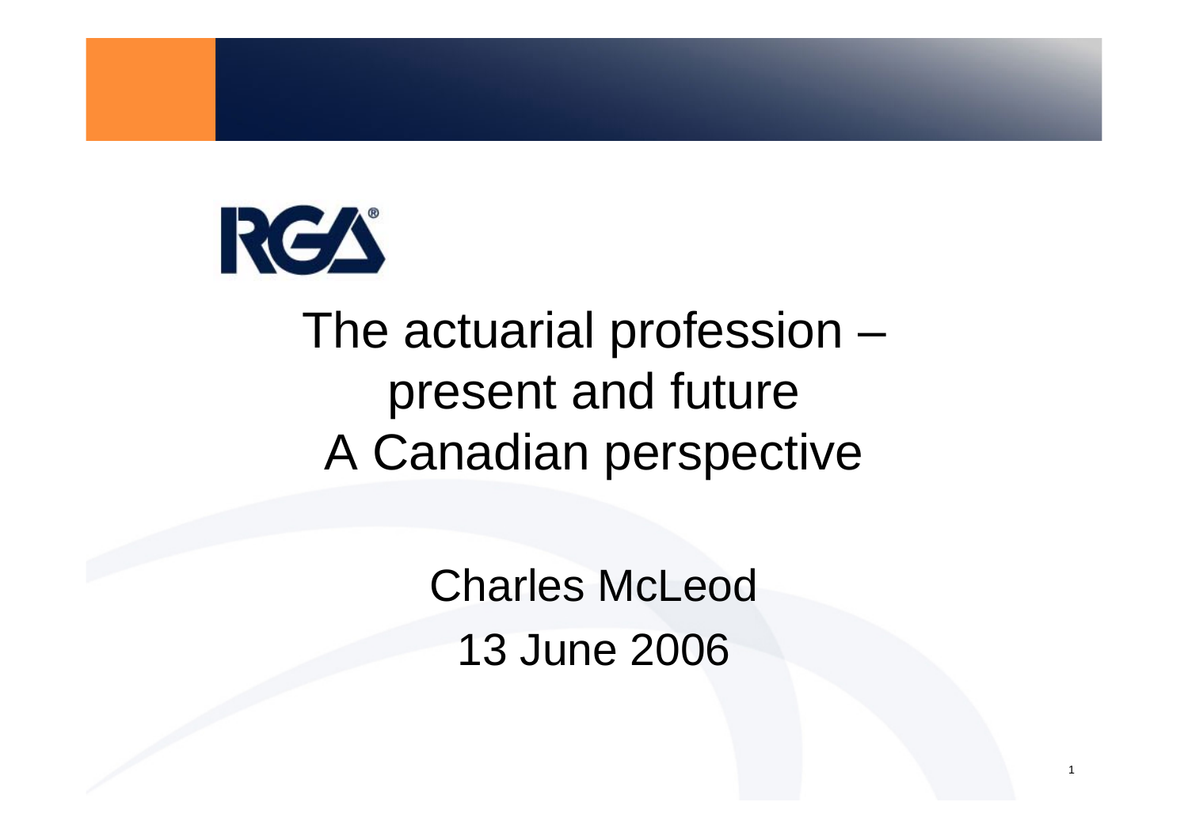RGA

# The actuarial profession – present and future
# A Canadian perspective

Charles McLeod

13 June 2006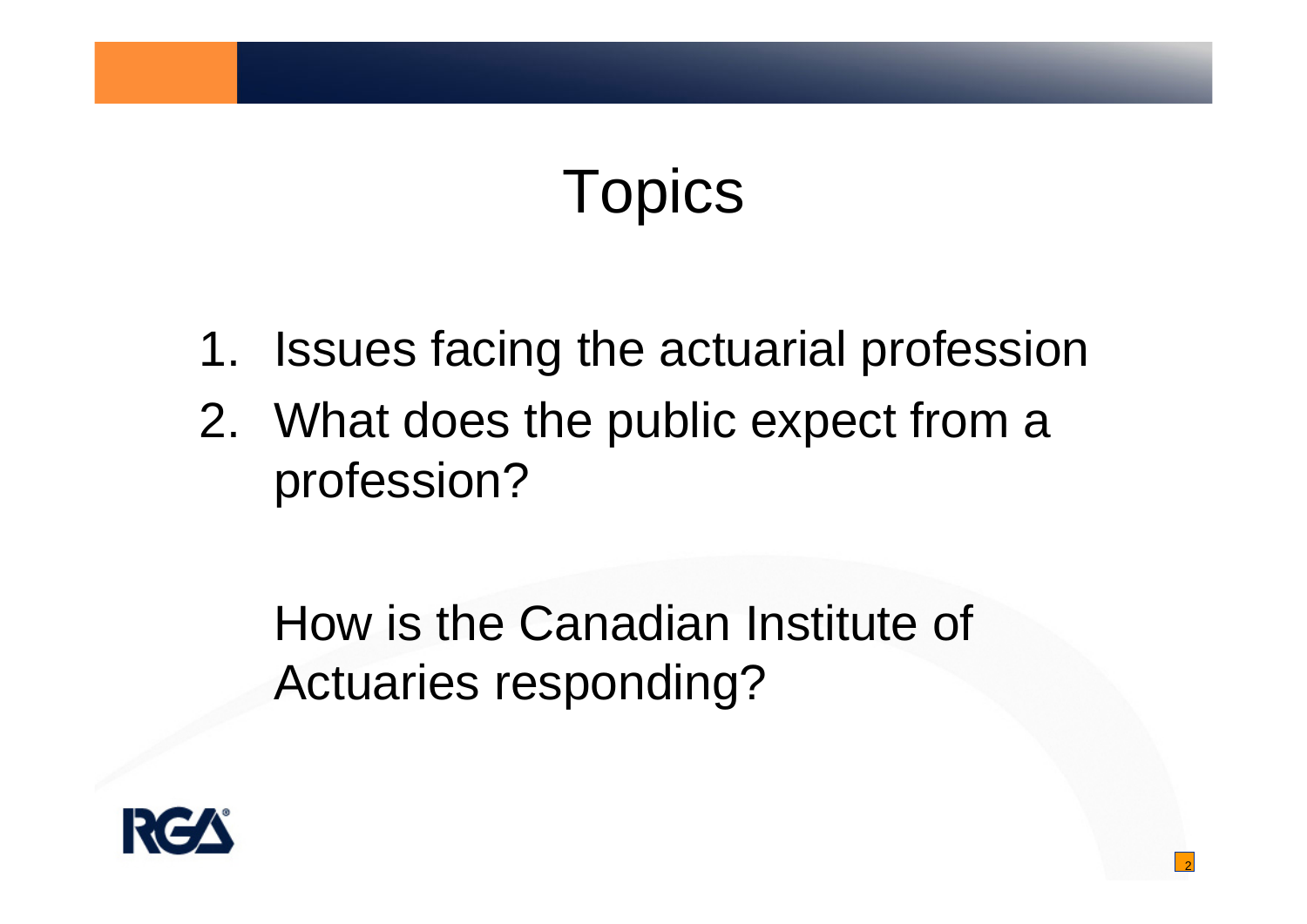# Topics

1. Issues facing the actuarial profession
2. What does the public expect from a profession?

How is the Canadian Institute of Actuaries responding?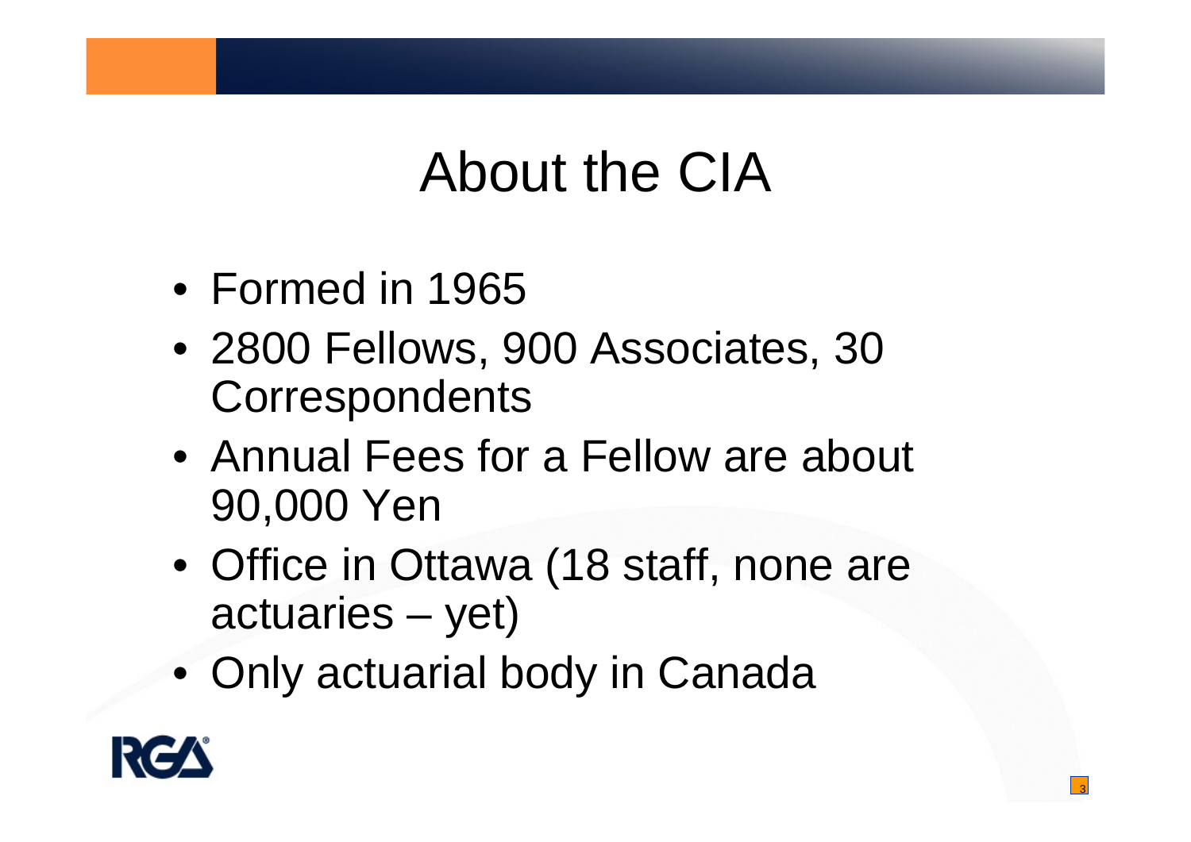# About the CIA

- Formed in 1965
- 2800 Fellows, 900 Associates, 30 Correspondents
- Annual Fees for a Fellow are about 90,000 Yen
- Office in Ottawa (18 staff, none are actuaries – yet)
- Only actuarial body in Canada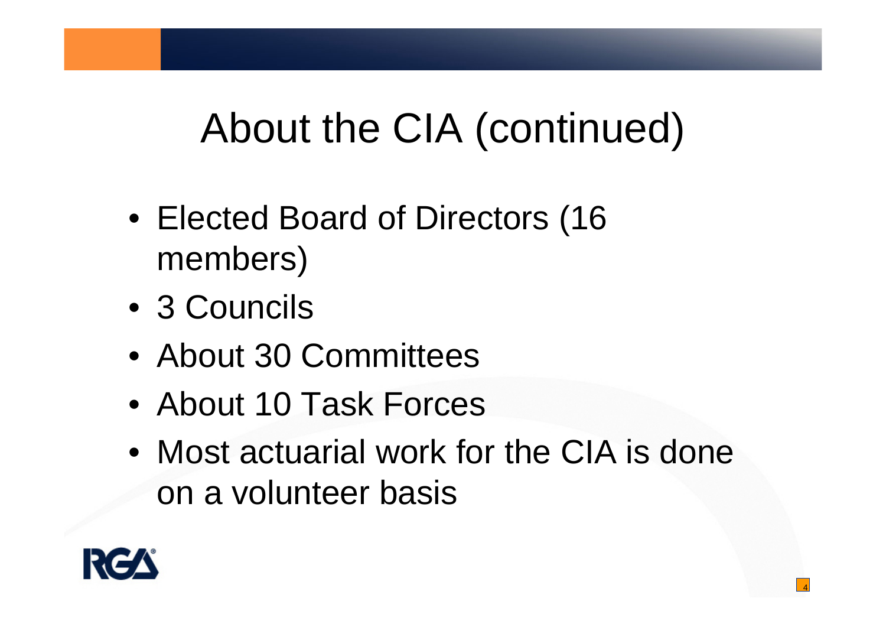# About the CIA (continued)

- Elected Board of Directors (16 members)
- 3 Councils
- About 30 Committees
- About 10 Task Forces
- Most actuarial work for the CIA is done on a volunteer basis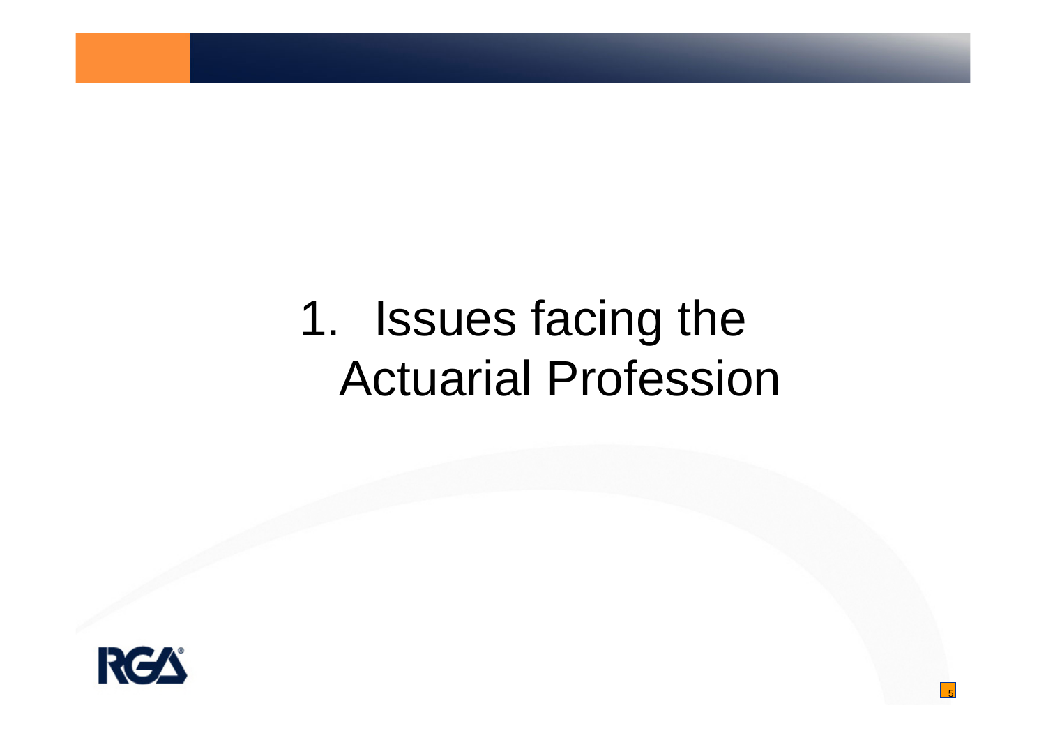# 1. Issues facing the Actuarial Profession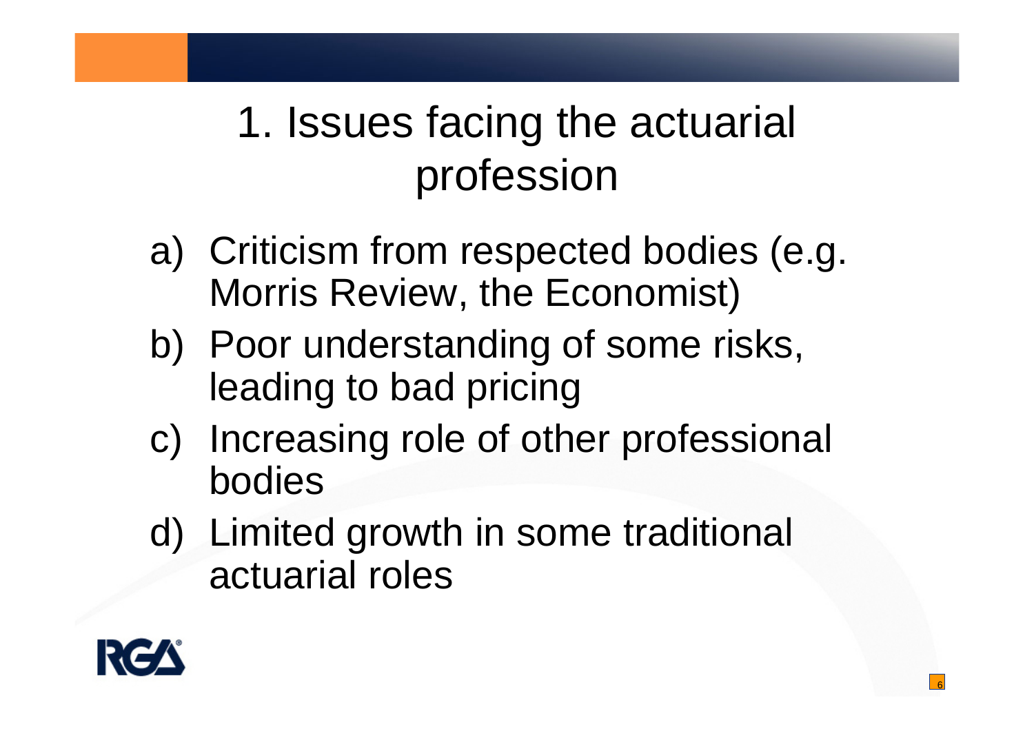# 1. Issues facing the actuarial profession

a) Criticism from respected bodies (e.g. Morris Review, the Economist)

b) Poor understanding of some risks, leading to bad pricing

c) Increasing role of other professional bodies

d) Limited growth in some traditional actuarial roles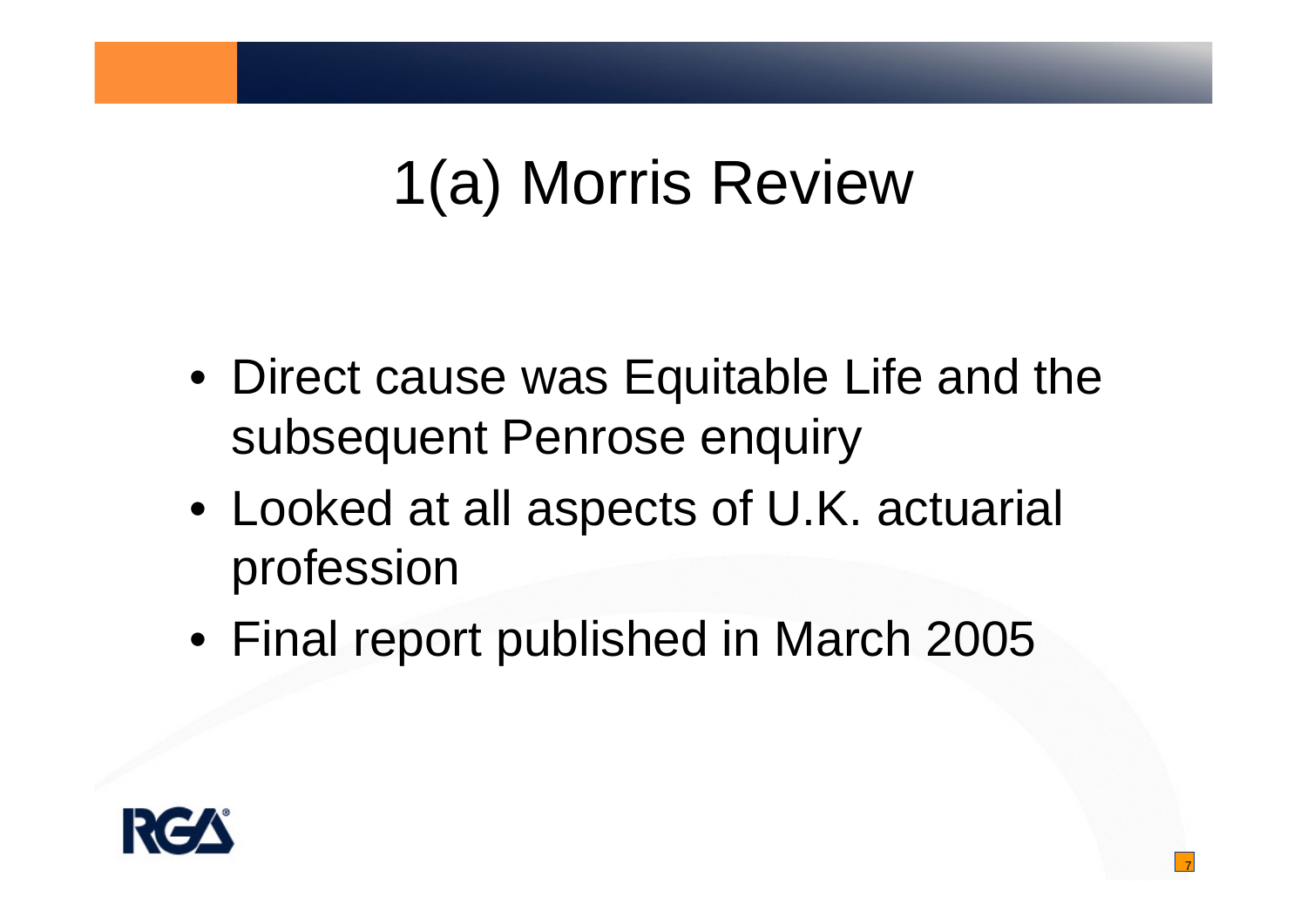# 1(a) Morris Review

- Direct cause was Equitable Life and the subsequent Penrose enquiry
- Looked at all aspects of U.K. actuarial profession
- Final report published in March 2005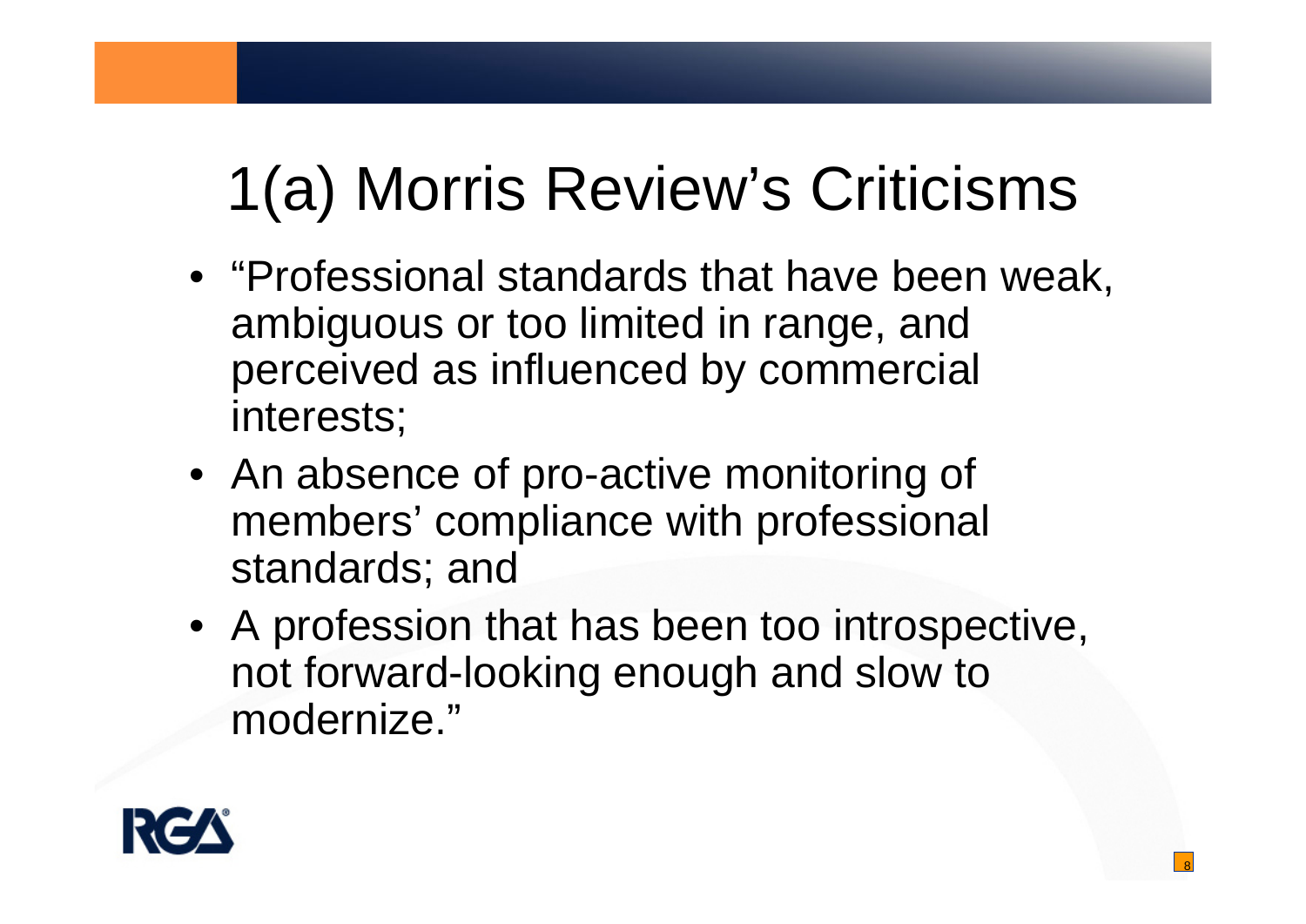# 1(a) Morris Review's Criticisms

- "Professional standards that have been weak, ambiguous or too limited in range, and perceived as influenced by commercial interests;
- An absence of pro-active monitoring of members' compliance with professional standards; and
- A profession that has been too introspective, not forward-looking enough and slow to modernize."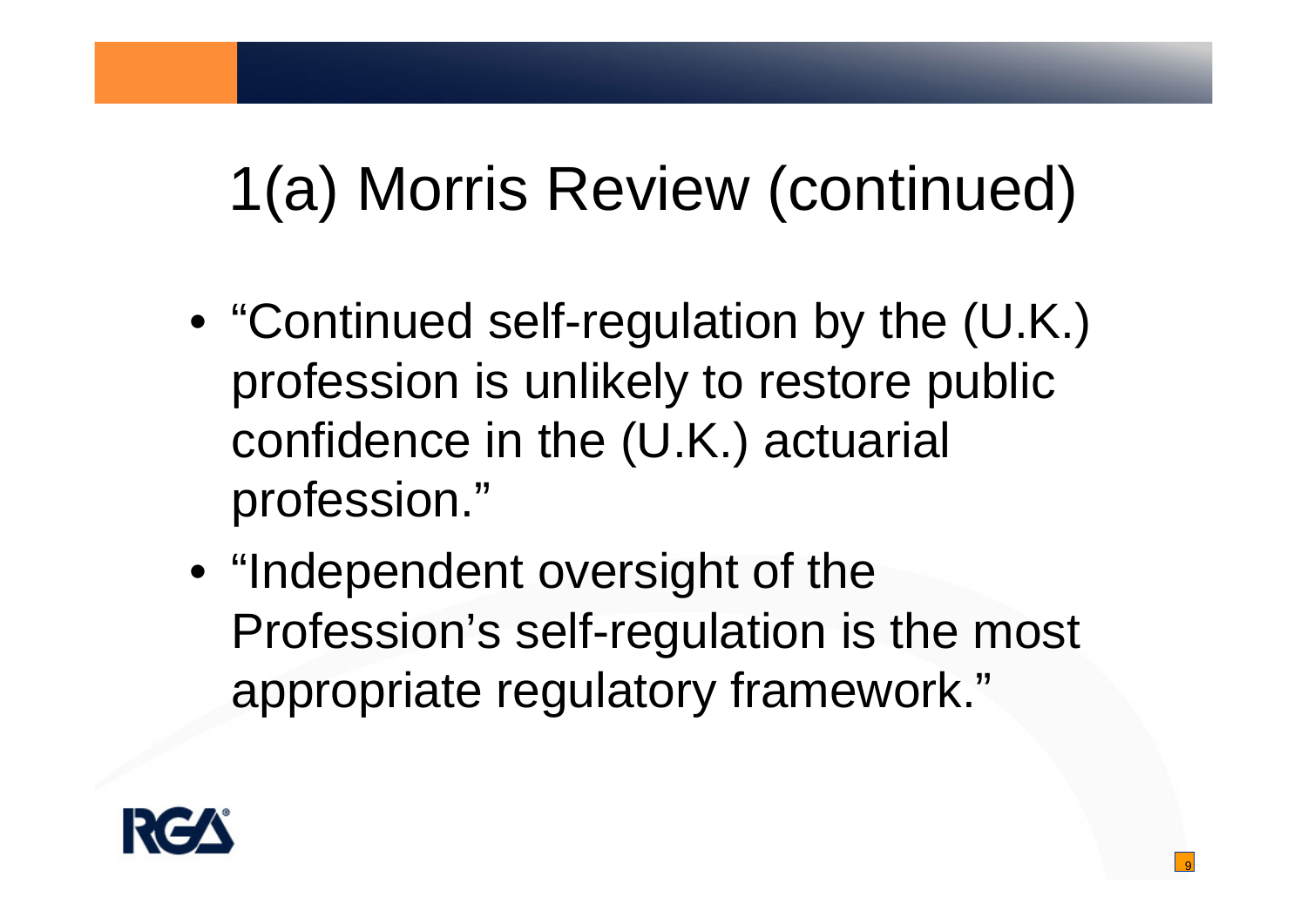# 1(a) Morris Review (continued)

- "Continued self-regulation by the (U.K.) profession is unlikely to restore public confidence in the (U.K.) actuarial profession."
- "Independent oversight of the Profession's self-regulation is the most appropriate regulatory framework."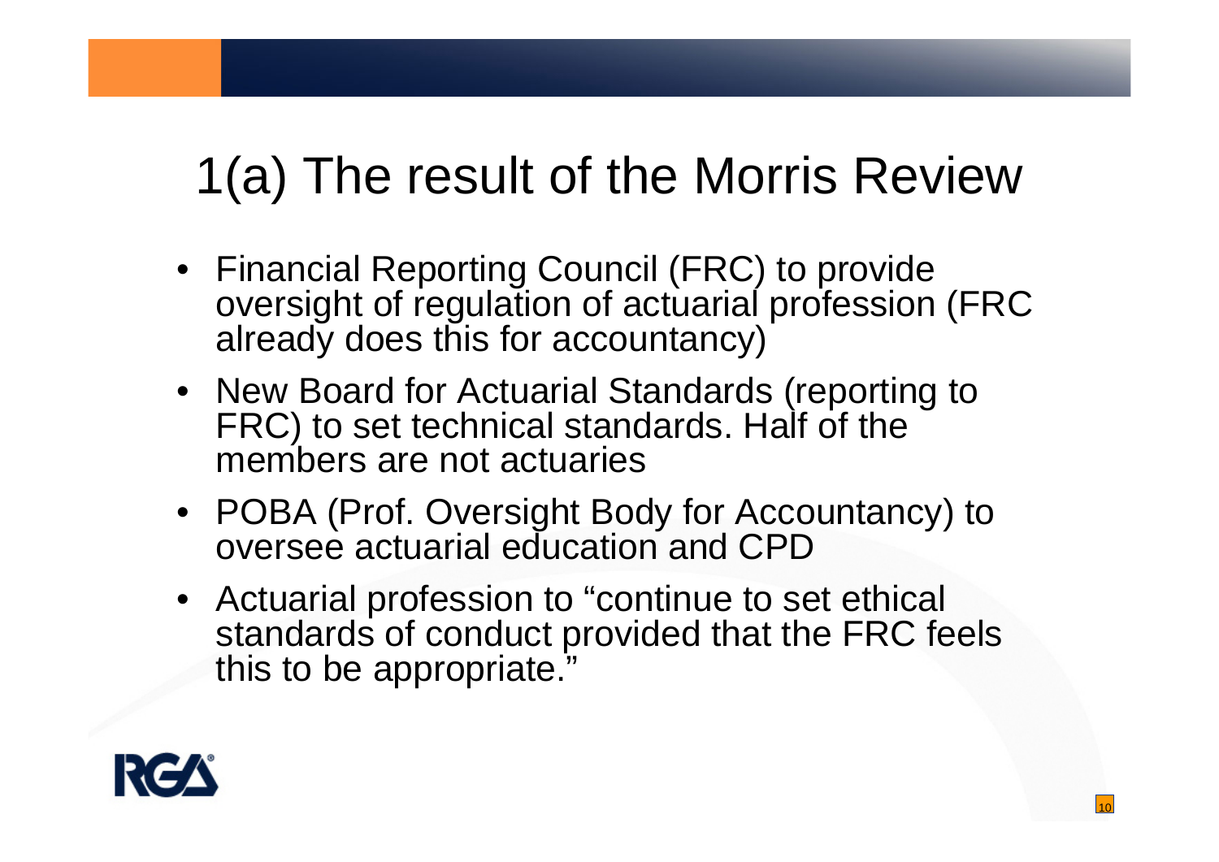# 1(a) The result of the Morris Review

- Financial Reporting Council (FRC) to provide oversight of regulation of actuarial profession (FRC already does this for accountancy)
- New Board for Actuarial Standards (reporting to FRC) to set technical standards. Half of the members are not actuaries
- POBA (Prof. Oversight Body for Accountancy) to oversee actuarial education and CPD
- Actuarial profession to "continue to set ethical standards of conduct provided that the FRC feels this to be appropriate."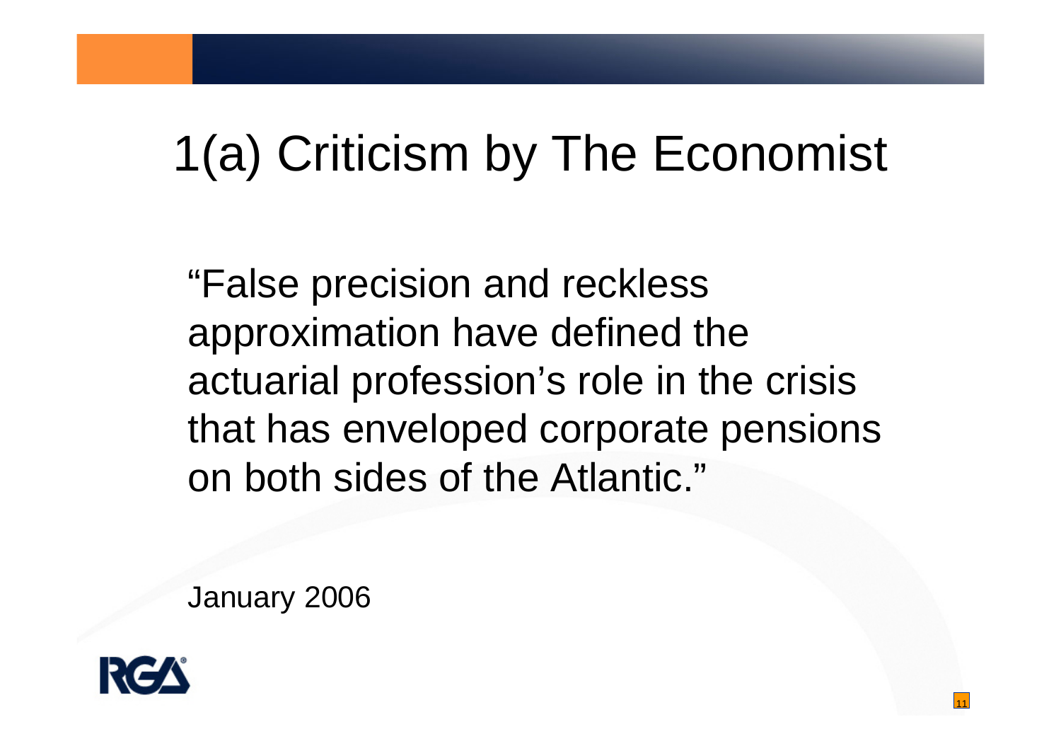# 1(a) Criticism by The Economist

"False precision and reckless approximation have defined the actuarial profession's role in the crisis that has enveloped corporate pensions on both sides of the Atlantic."

January 2006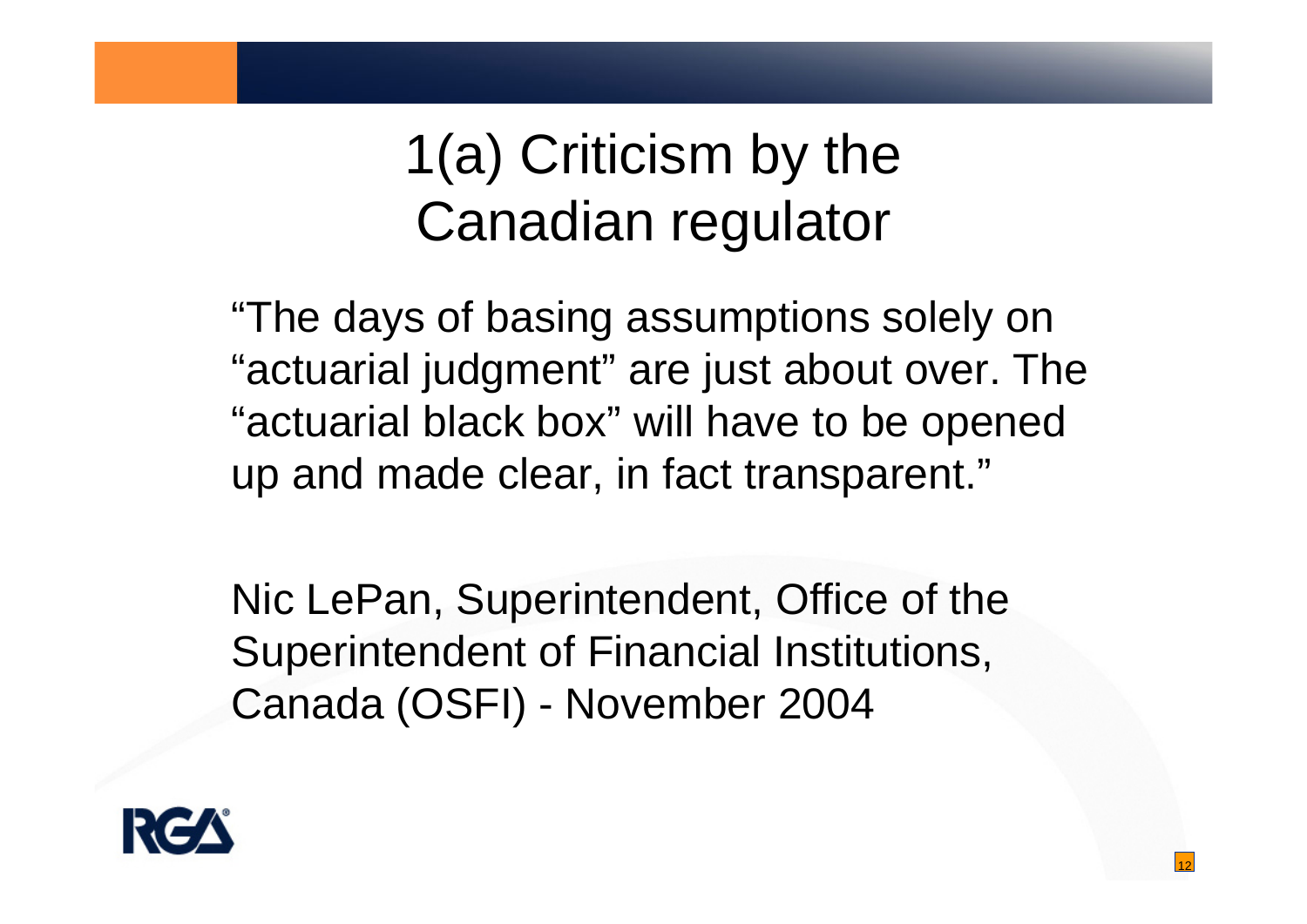# 1(a) Criticism by the Canadian regulator

"The days of basing assumptions solely on "actuarial judgment" are just about over. The "actuarial black box" will have to be opened up and made clear, in fact transparent."

Nic LePan, Superintendent, Office of the Superintendent of Financial Institutions, Canada (OSFI) - November 2004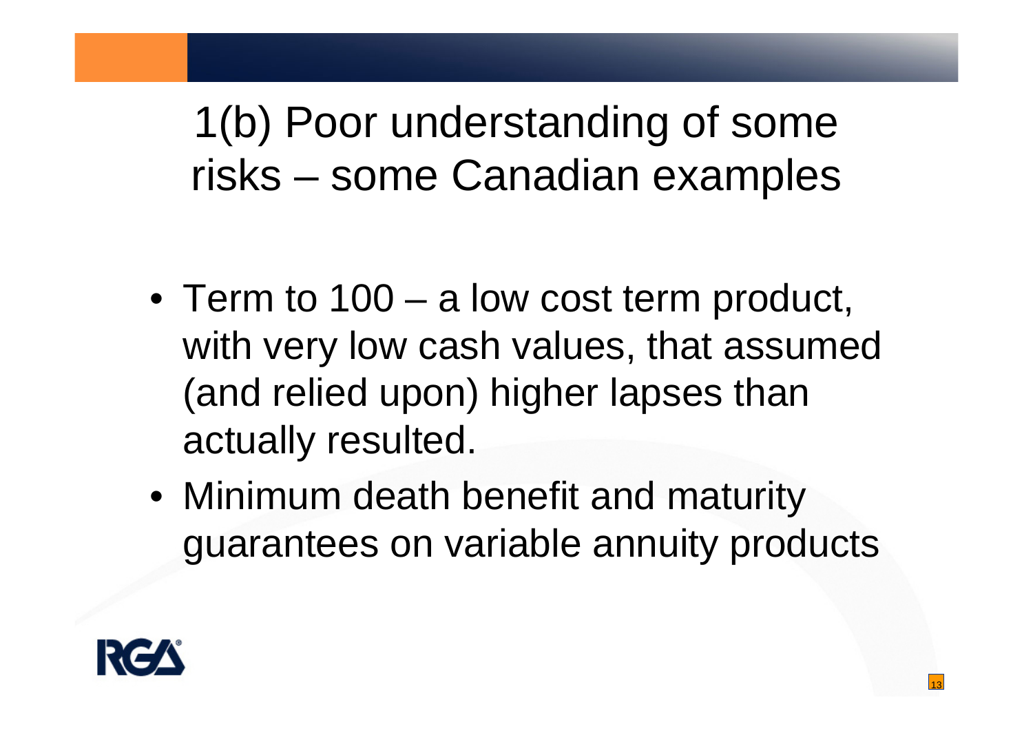# 1(b) Poor understanding of some risks – some Canadian examples

- Term to 100 – a low cost term product, with very low cash values, that assumed (and relied upon) higher lapses than actually resulted.
- Minimum death benefit and maturity guarantees on variable annuity products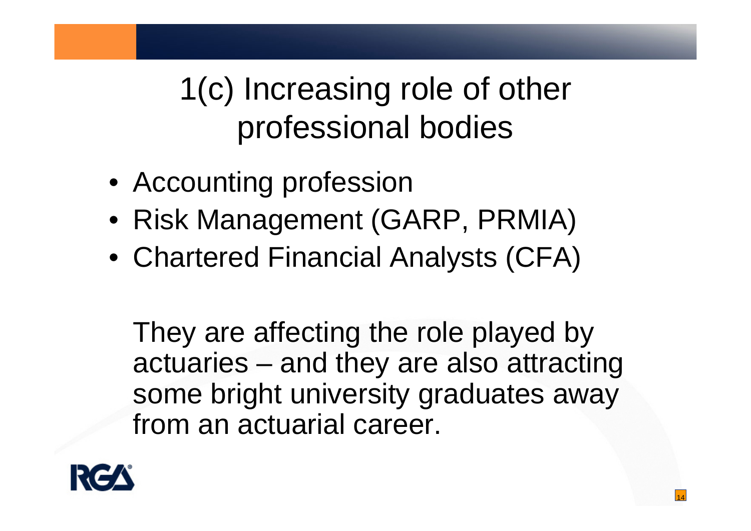# 1(c) Increasing role of other professional bodies

- Accounting profession
- Risk Management (GARP, PRMIA)
- Chartered Financial Analysts (CFA)

They are affecting the role played by actuaries – and they are also attracting some bright university graduates away from an actuarial career.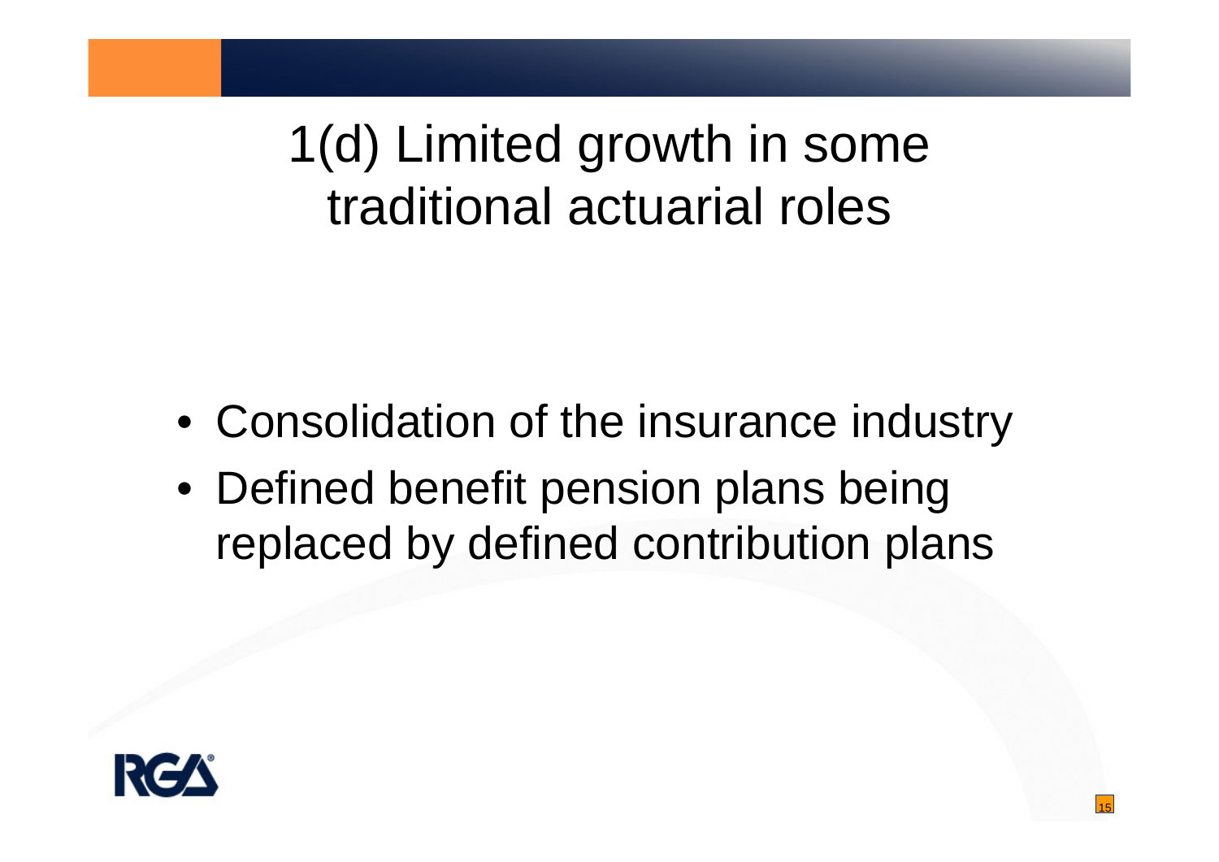# 1(d) Limited growth in some traditional actuarial roles

- Consolidation of the insurance industry
- Defined benefit pension plans being replaced by defined contribution plans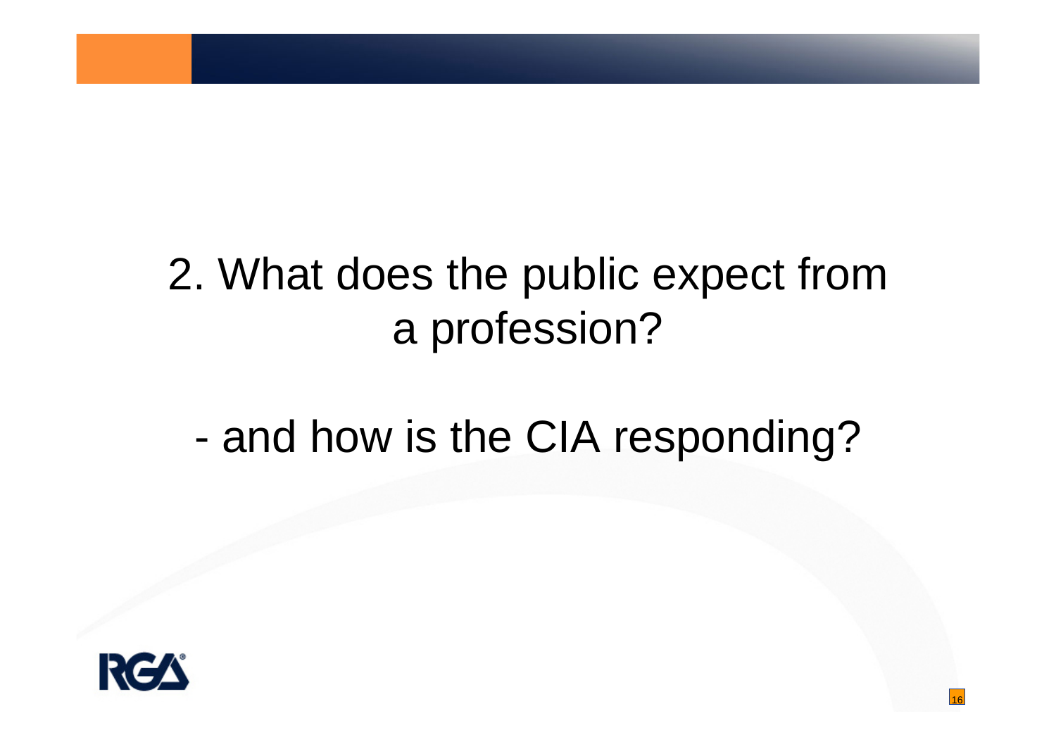# 2. What does the public expect from a profession?

## - and how is the CIA responding?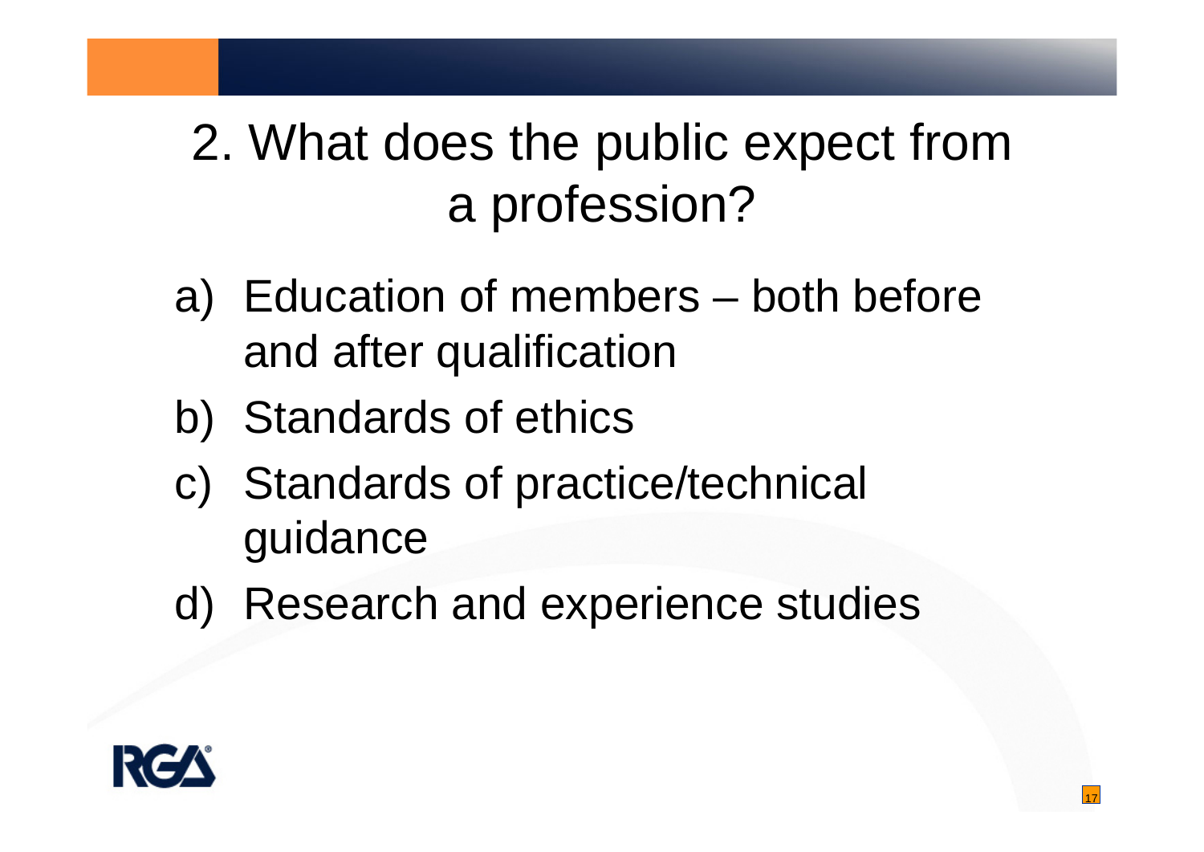# 2. What does the public expect from a profession?

a) Education of members – both before and after qualification
b) Standards of ethics
c) Standards of practice/technical guidance
d) Research and experience studies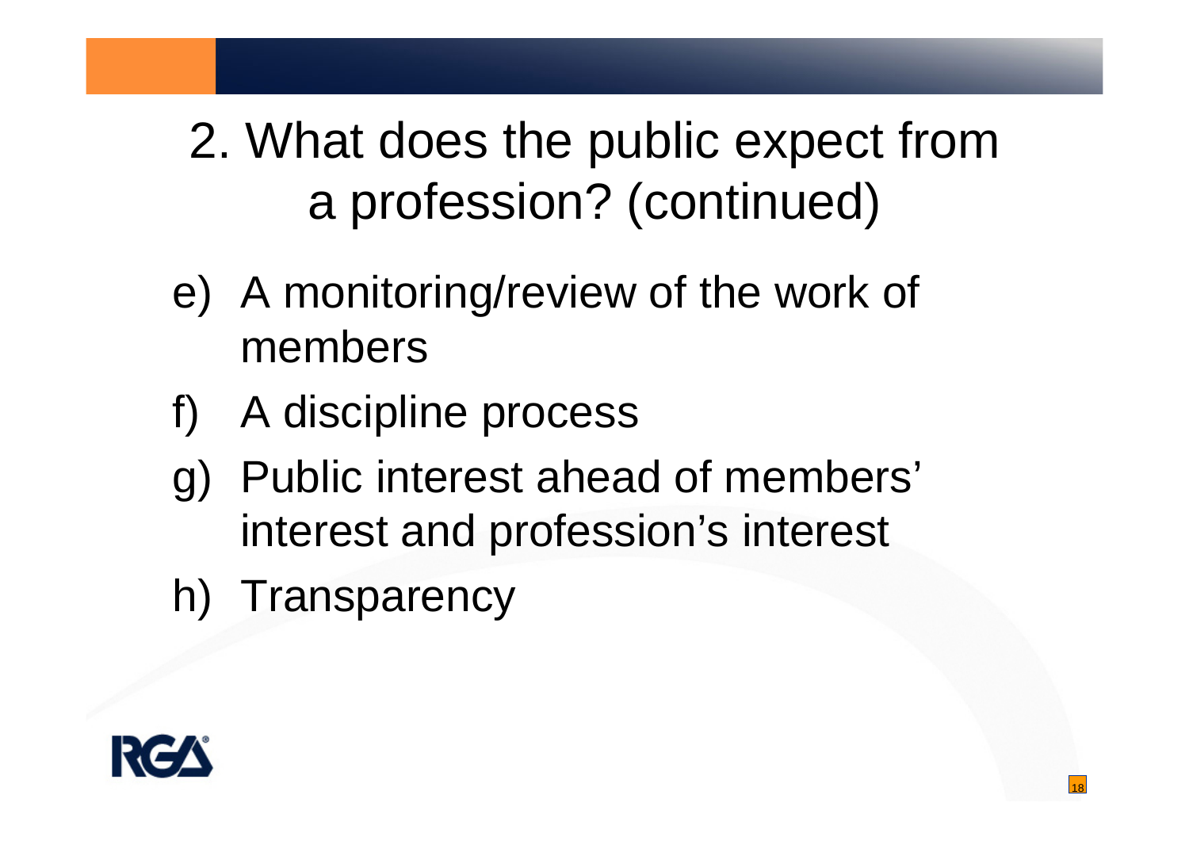# 2. What does the public expect from a profession? (continued)

e) A monitoring/review of the work of members

f) A discipline process

g) Public interest ahead of members' interest and profession's interest

h) Transparency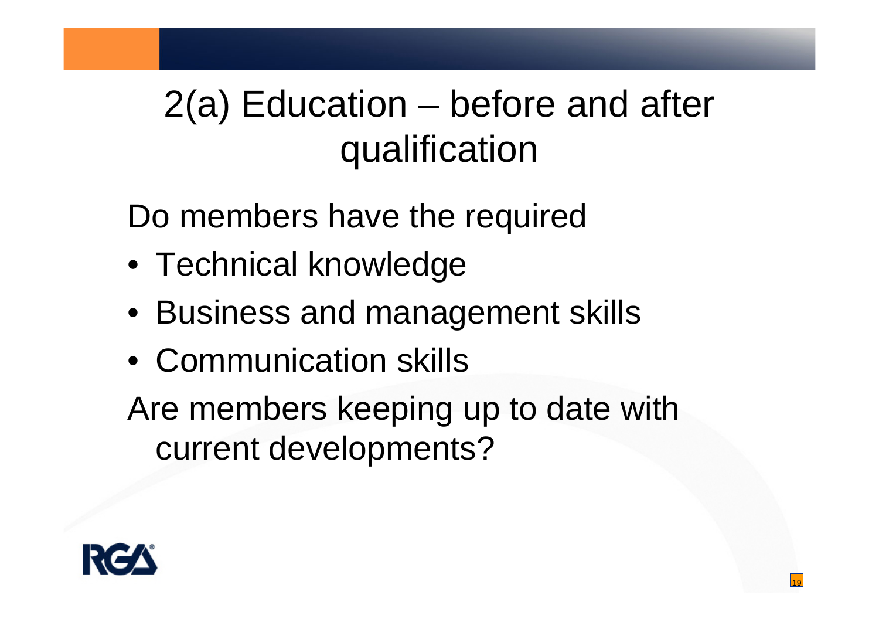# 2(a) Education – before and after qualification

Do members have the required

- Technical knowledge
- Business and management skills
- Communication skills

Are members keeping up to date with current developments?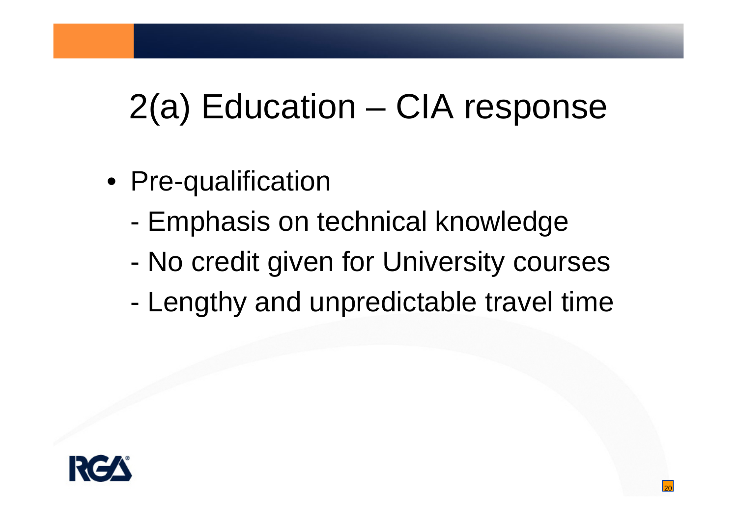# 2(a) Education – CIA response

- Pre-qualification
  - Emphasis on technical knowledge
  - No credit given for University courses
  - Lengthy and unpredictable travel time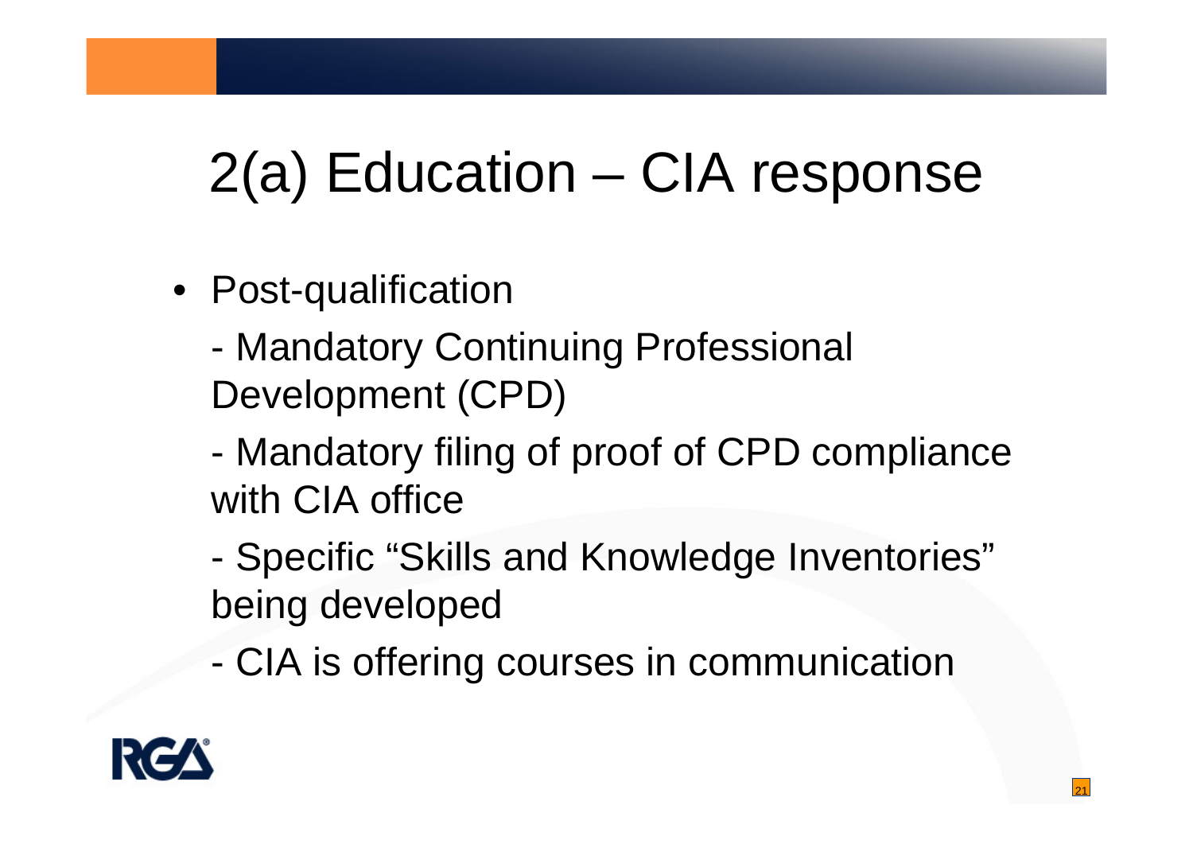# 2(a) Education – CIA response

- Post-qualification
  - Mandatory Continuing Professional Development (CPD)
  - Mandatory filing of proof of CPD compliance with CIA office
  - Specific "Skills and Knowledge Inventories" being developed
  - CIA is offering courses in communication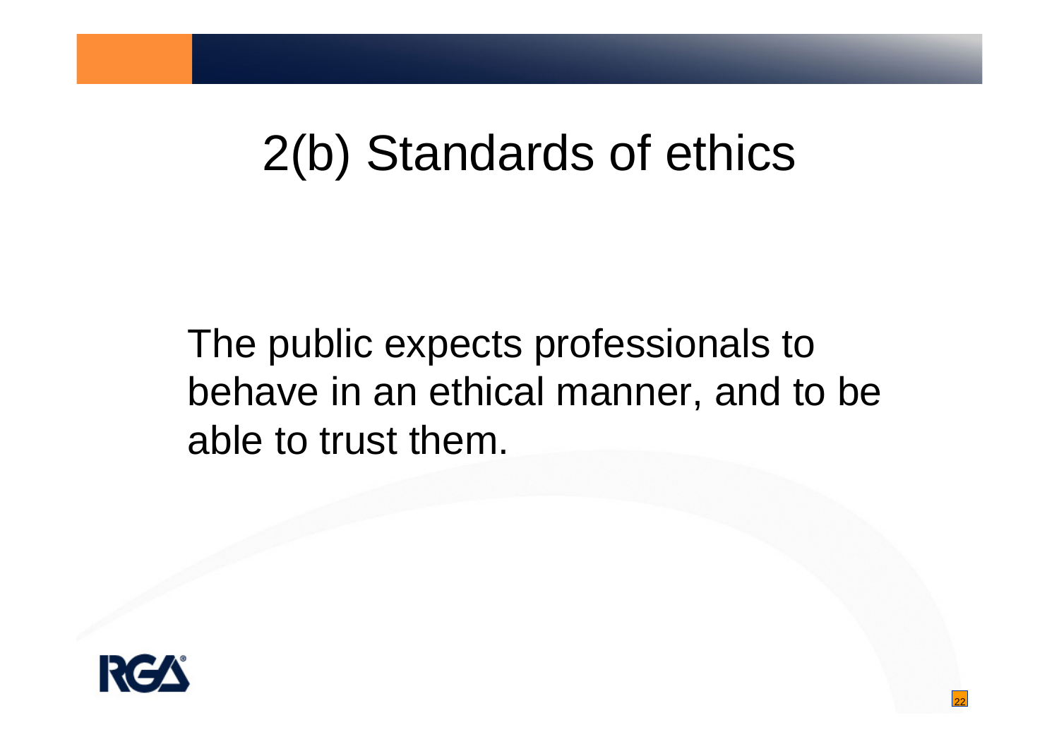# 2(b) Standards of ethics

The public expects professionals to behave in an ethical manner, and to be able to trust them.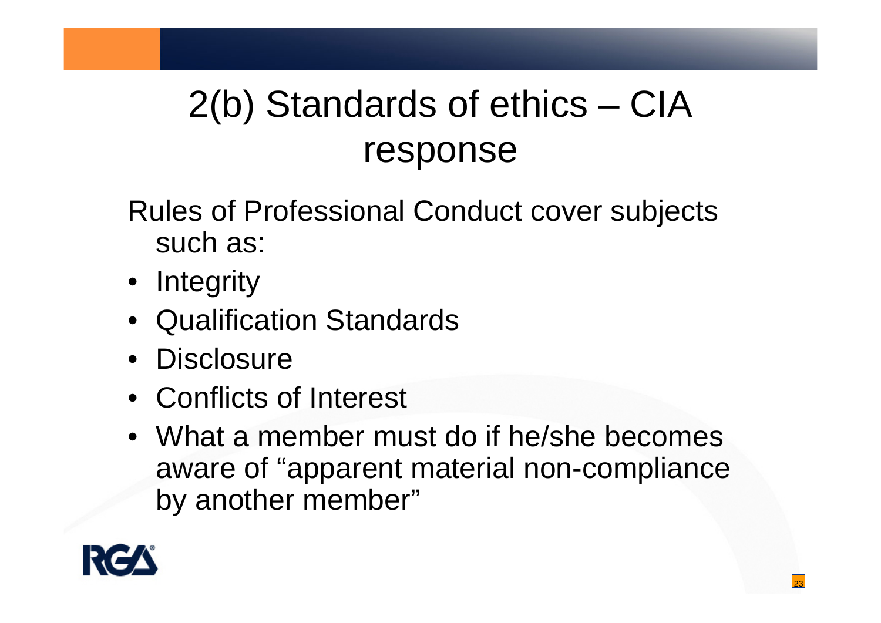# 2(b) Standards of ethics – CIA response

Rules of Professional Conduct cover subjects such as:

- Integrity
- Qualification Standards
- Disclosure
- Conflicts of Interest
- What a member must do if he/she becomes aware of "apparent material non-compliance by another member"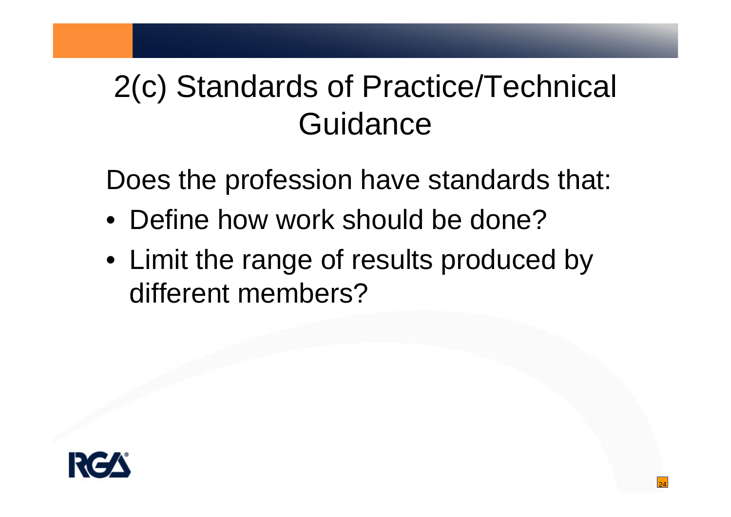# 2(c) Standards of Practice/Technical Guidance

Does the profession have standards that:

- Define how work should be done?
- Limit the range of results produced by different members?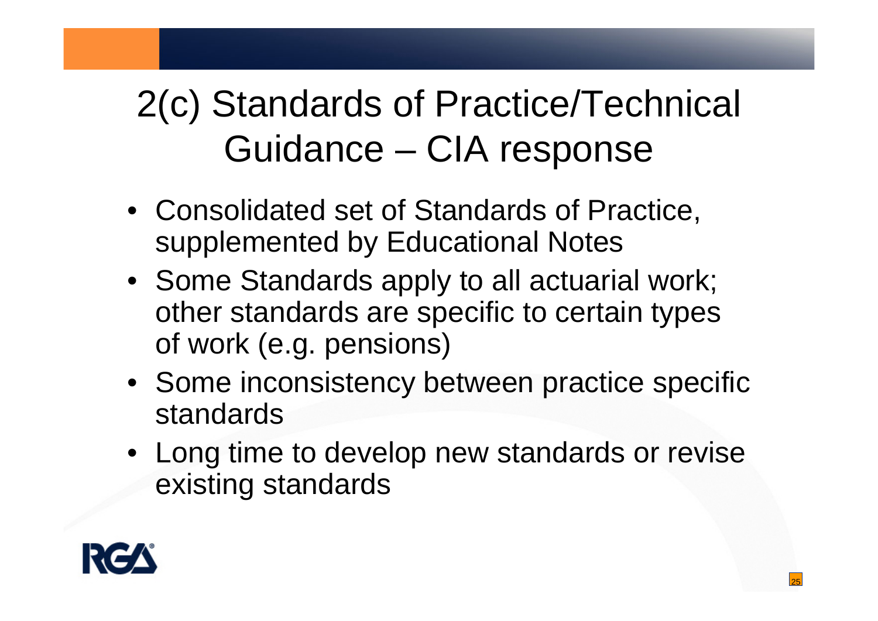# 2(c) Standards of Practice/Technical Guidance – CIA response

- Consolidated set of Standards of Practice, supplemented by Educational Notes
- Some Standards apply to all actuarial work; other standards are specific to certain types of work (e.g. pensions)
- Some inconsistency between practice specific standards
- Long time to develop new standards or revise existing standards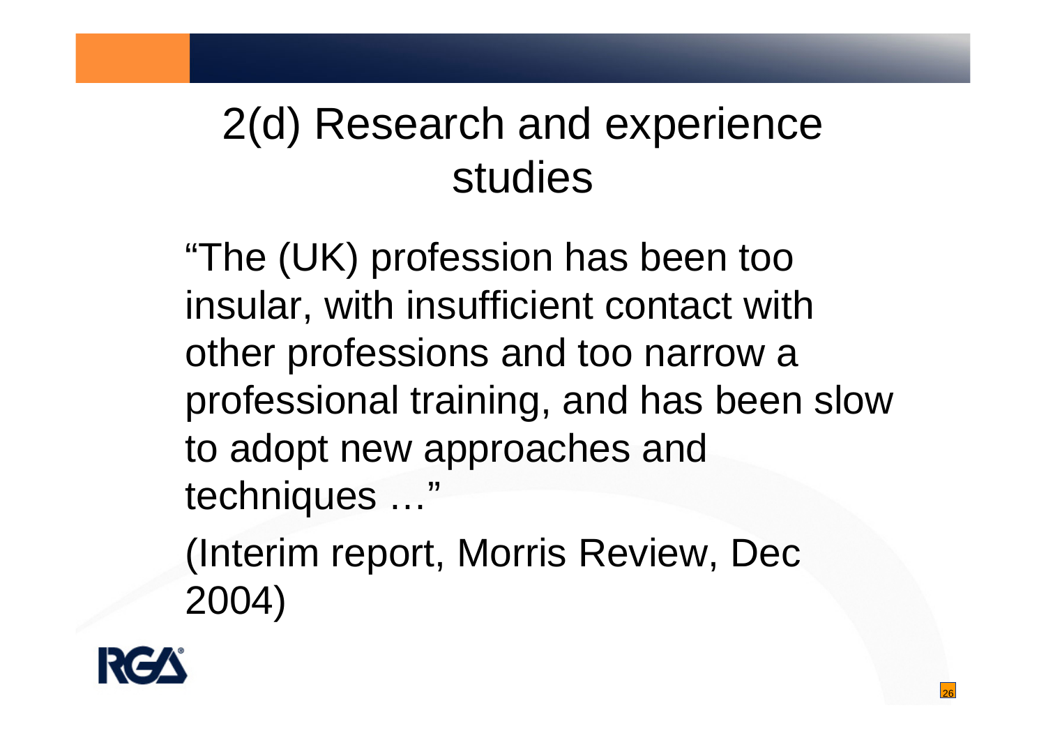# 2(d) Research and experience studies

"The (UK) profession has been too insular, with insufficient contact with other professions and too narrow a professional training, and has been slow to adopt new approaches and techniques …"

(Interim report, Morris Review, Dec 2004)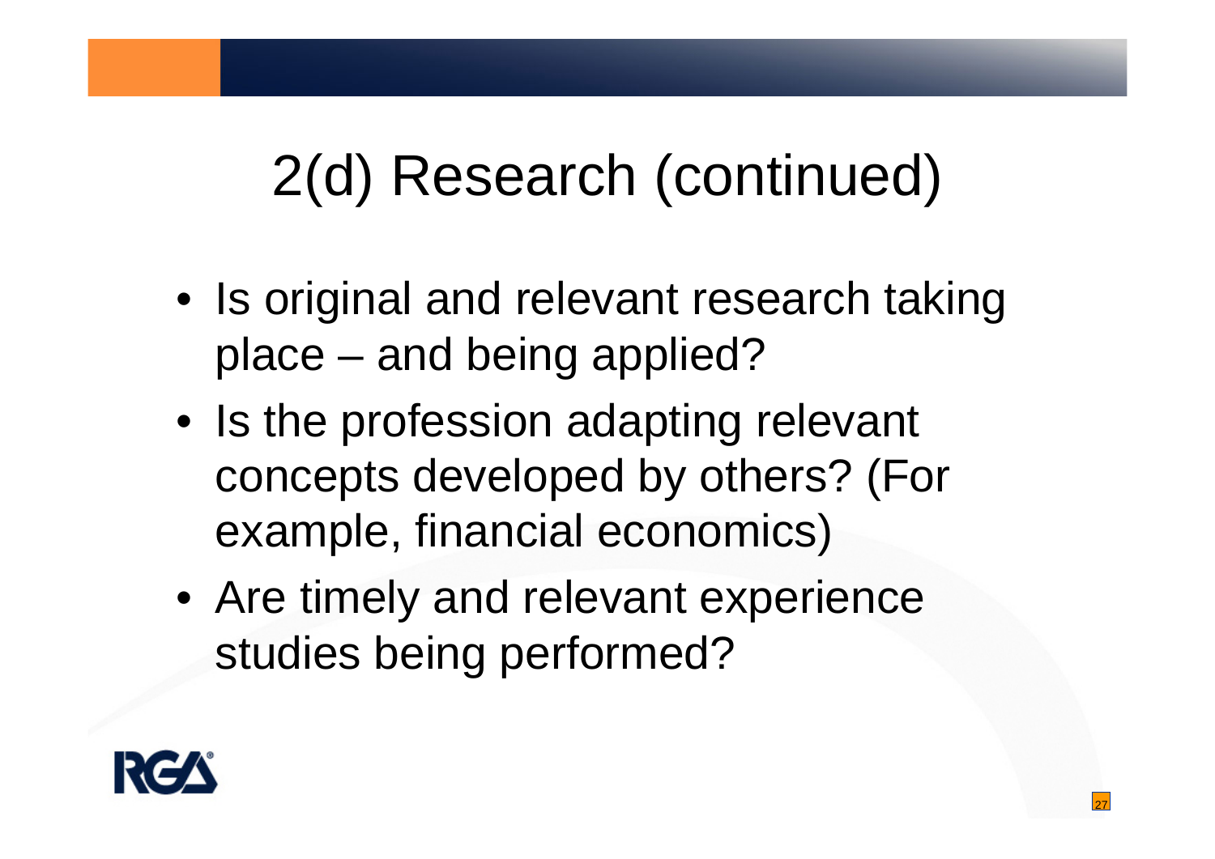# 2(d) Research (continued)

- Is original and relevant research taking place – and being applied?
- Is the profession adapting relevant concepts developed by others? (For example, financial economics)
- Are timely and relevant experience studies being performed?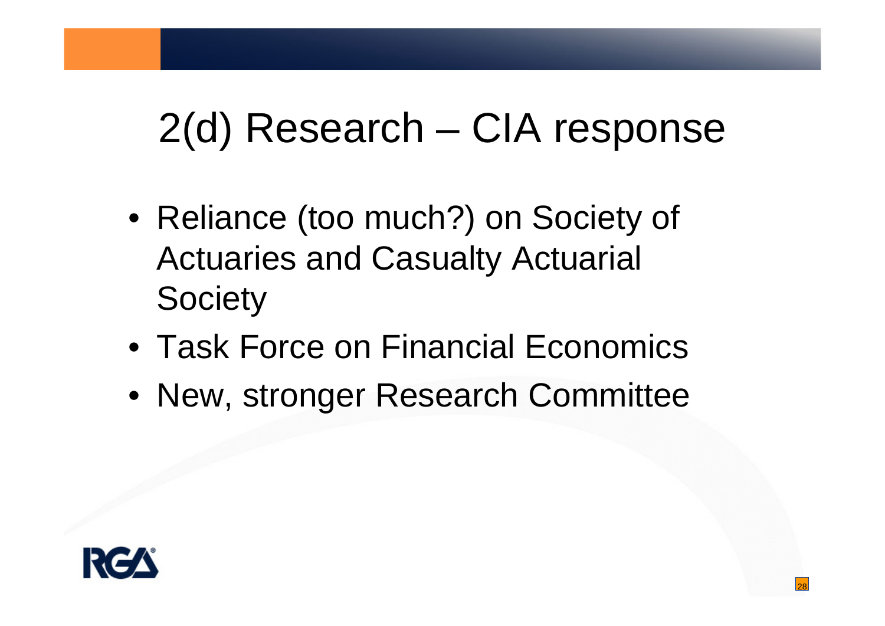# 2(d) Research – CIA response

- Reliance (too much?) on Society of Actuaries and Casualty Actuarial Society
- Task Force on Financial Economics
- New, stronger Research Committee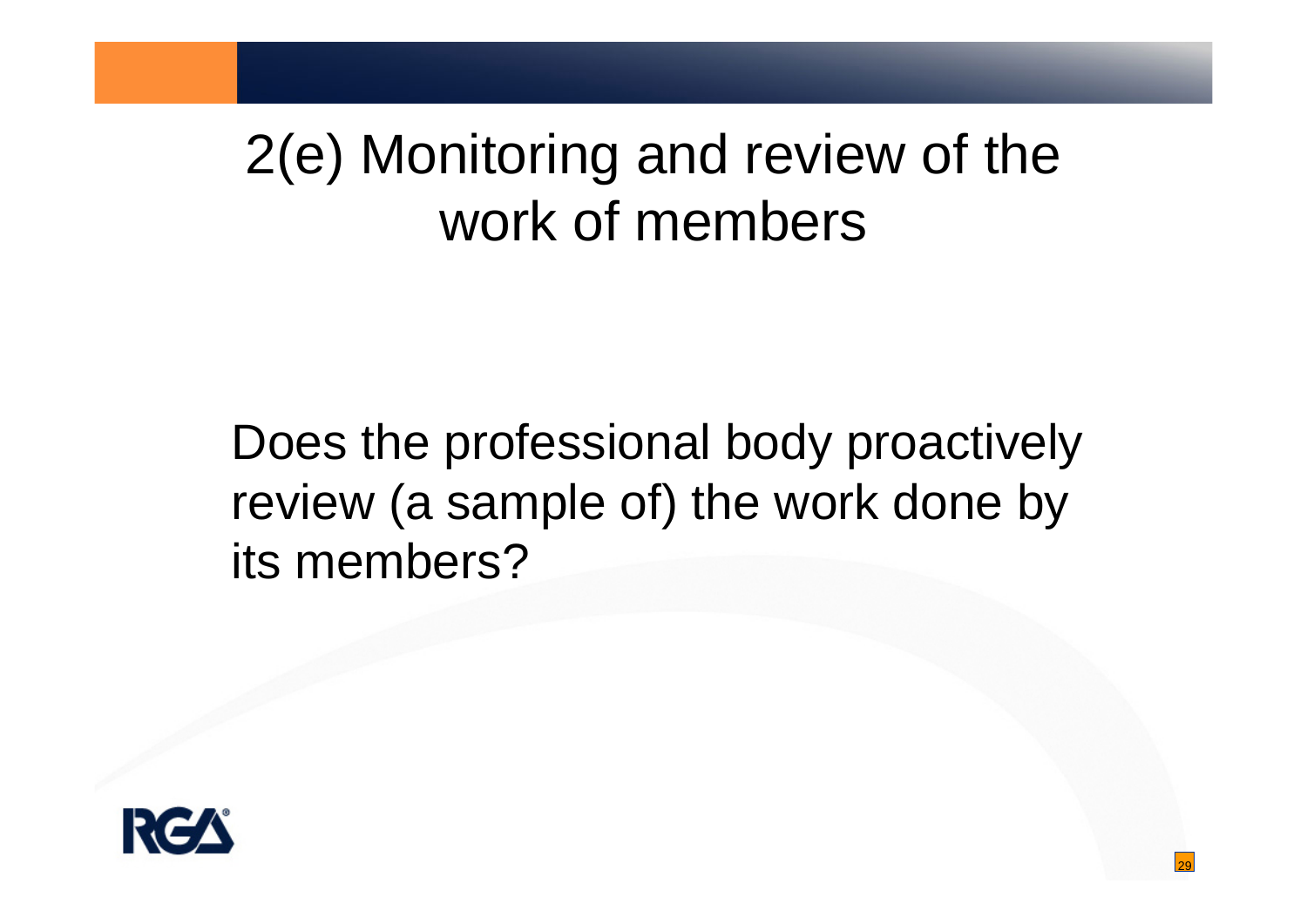# 2(e) Monitoring and review of the work of members

Does the professional body proactively review (a sample of) the work done by its members?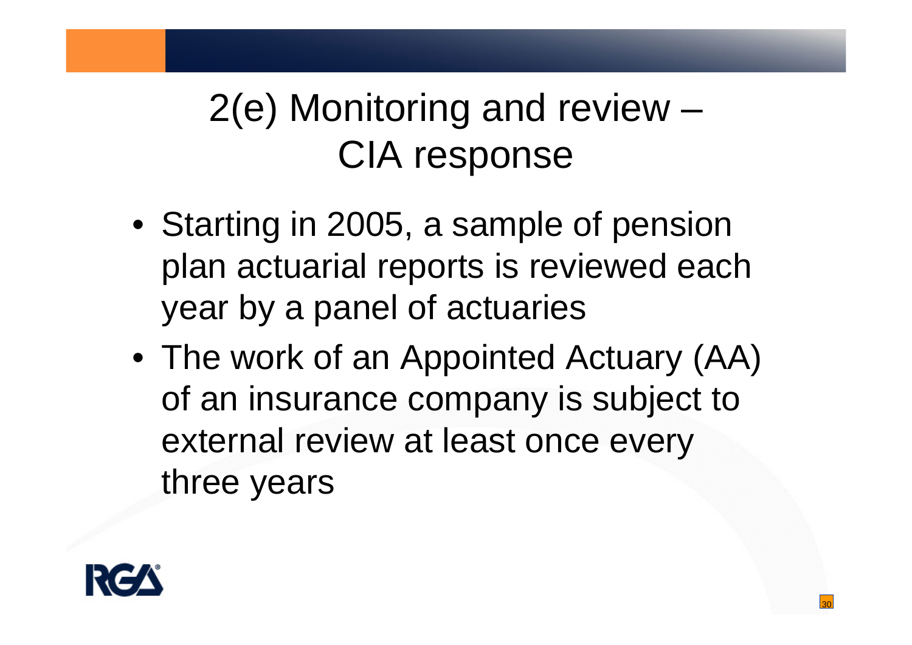# 2(e) Monitoring and review – CIA response

- Starting in 2005, a sample of pension plan actuarial reports is reviewed each year by a panel of actuaries
- The work of an Appointed Actuary (AA) of an insurance company is subject to external review at least once every three years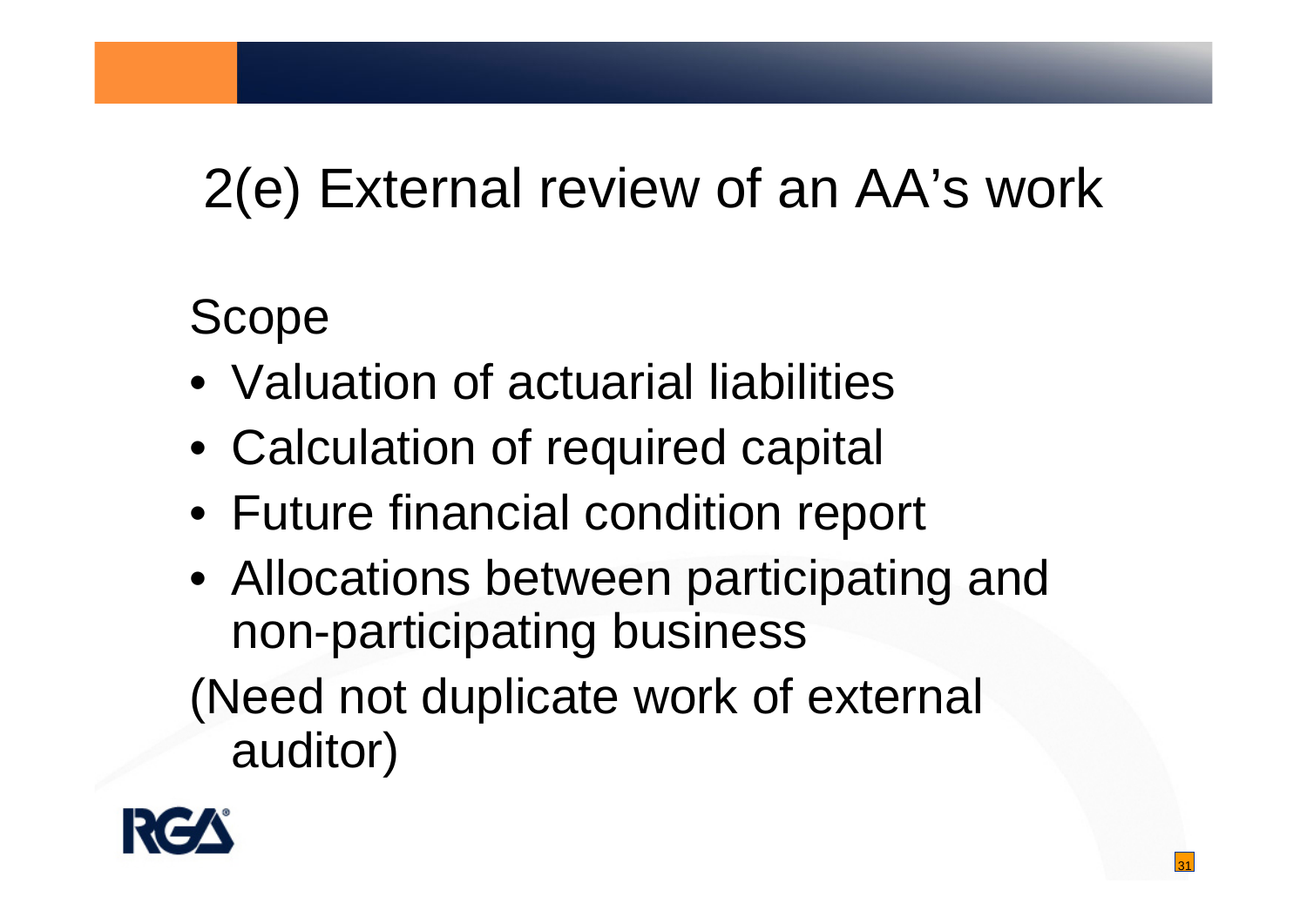# 2(e) External review of an AA's work

Scope

- Valuation of actuarial liabilities
- Calculation of required capital
- Future financial condition report
- Allocations between participating and non-participating business

(Need not duplicate work of external auditor)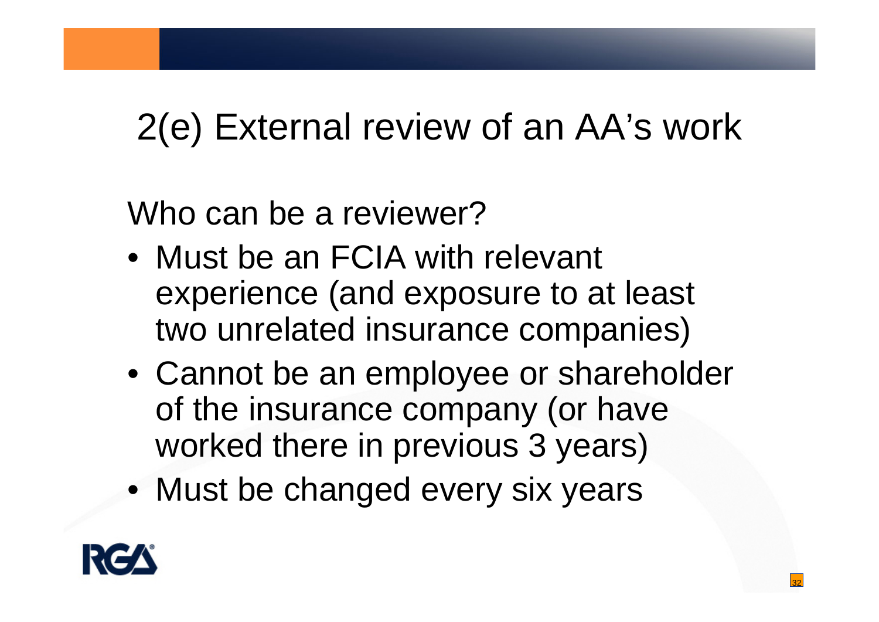# 2(e) External review of an AA's work

Who can be a reviewer?

- Must be an FCIA with relevant experience (and exposure to at least two unrelated insurance companies)
- Cannot be an employee or shareholder of the insurance company (or have worked there in previous 3 years)
- Must be changed every six years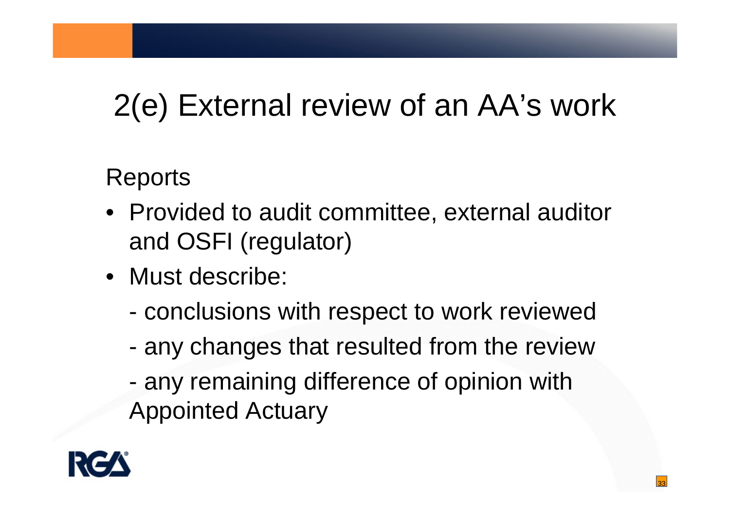# 2(e) External review of an AA's work

Reports

- Provided to audit committee, external auditor and OSFI (regulator)
- Must describe:
  - conclusions with respect to work reviewed
  - any changes that resulted from the review
  - any remaining difference of opinion with Appointed Actuary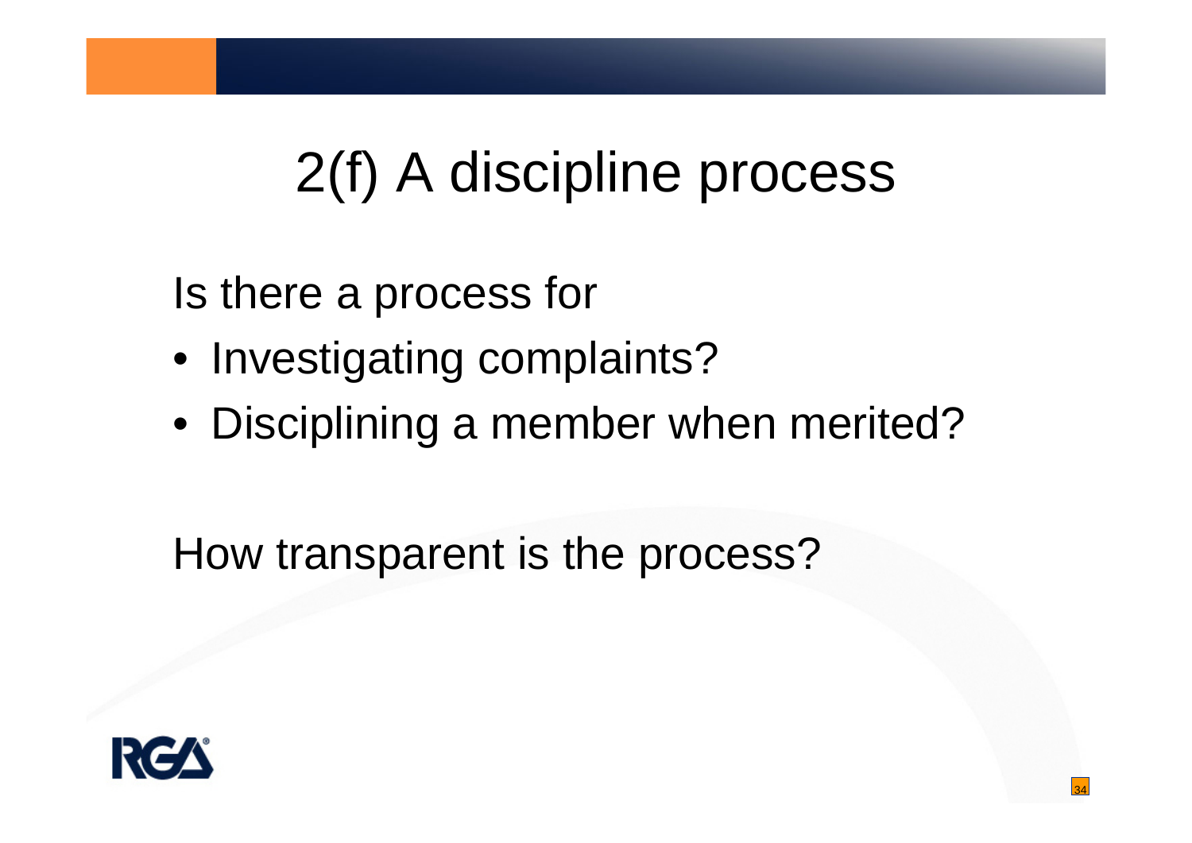# 2(f) A discipline process

Is there a process for

- Investigating complaints?
- Disciplining a member when merited?

How transparent is the process?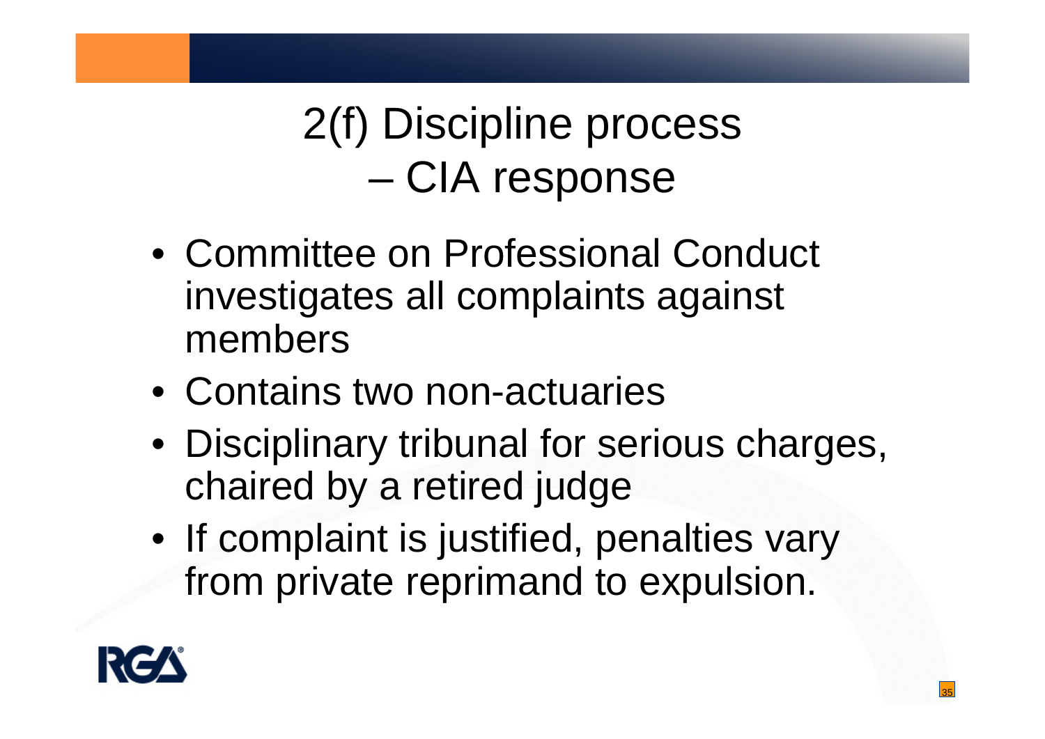# 2(f) Discipline process – CIA response

- Committee on Professional Conduct investigates all complaints against members
- Contains two non-actuaries
- Disciplinary tribunal for serious charges, chaired by a retired judge
- If complaint is justified, penalties vary from private reprimand to expulsion.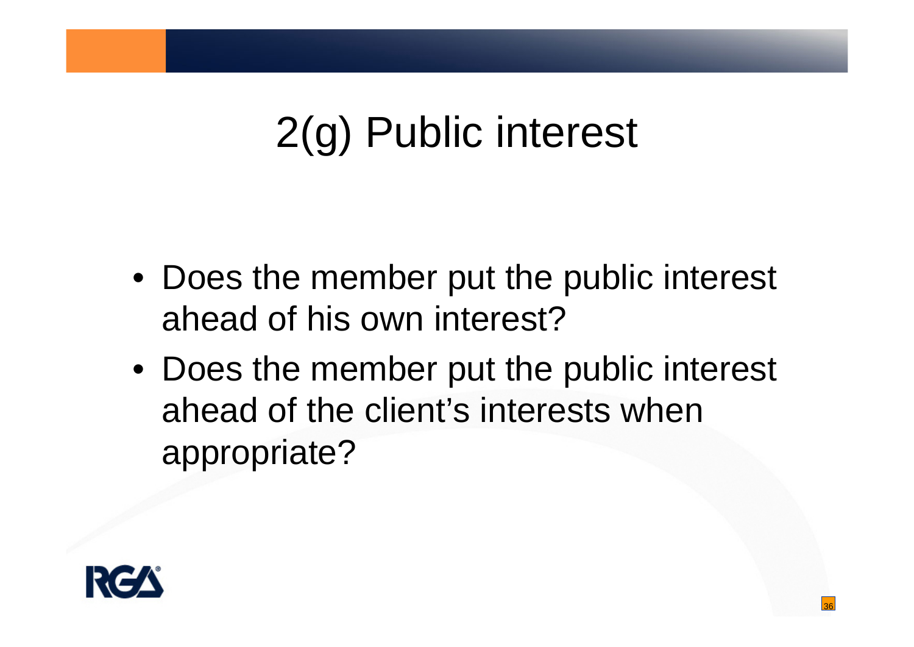# 2(g) Public interest

- Does the member put the public interest ahead of his own interest?
- Does the member put the public interest ahead of the client's interests when appropriate?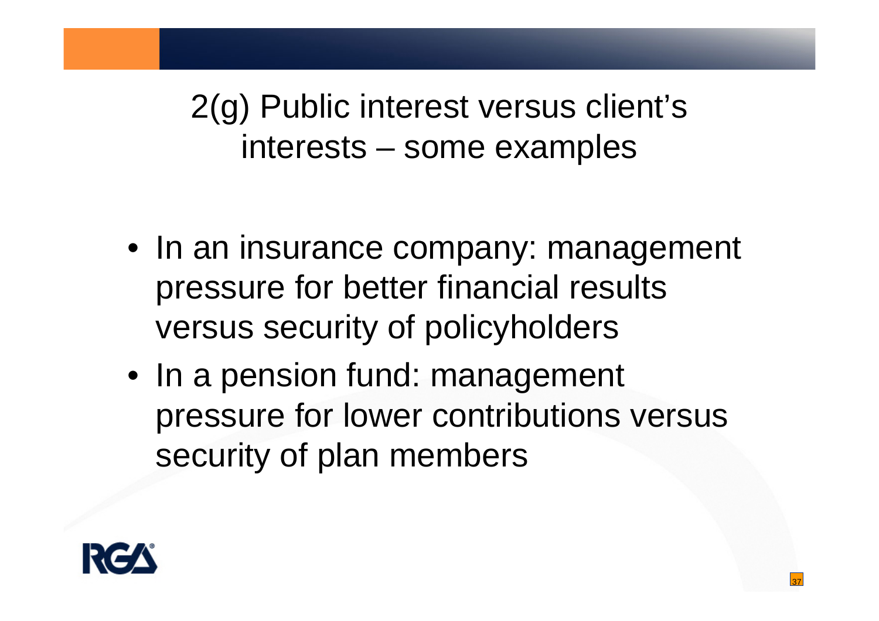# 2(g) Public interest versus client's interests – some examples

- In an insurance company: management pressure for better financial results versus security of policyholders
- In a pension fund: management pressure for lower contributions versus security of plan members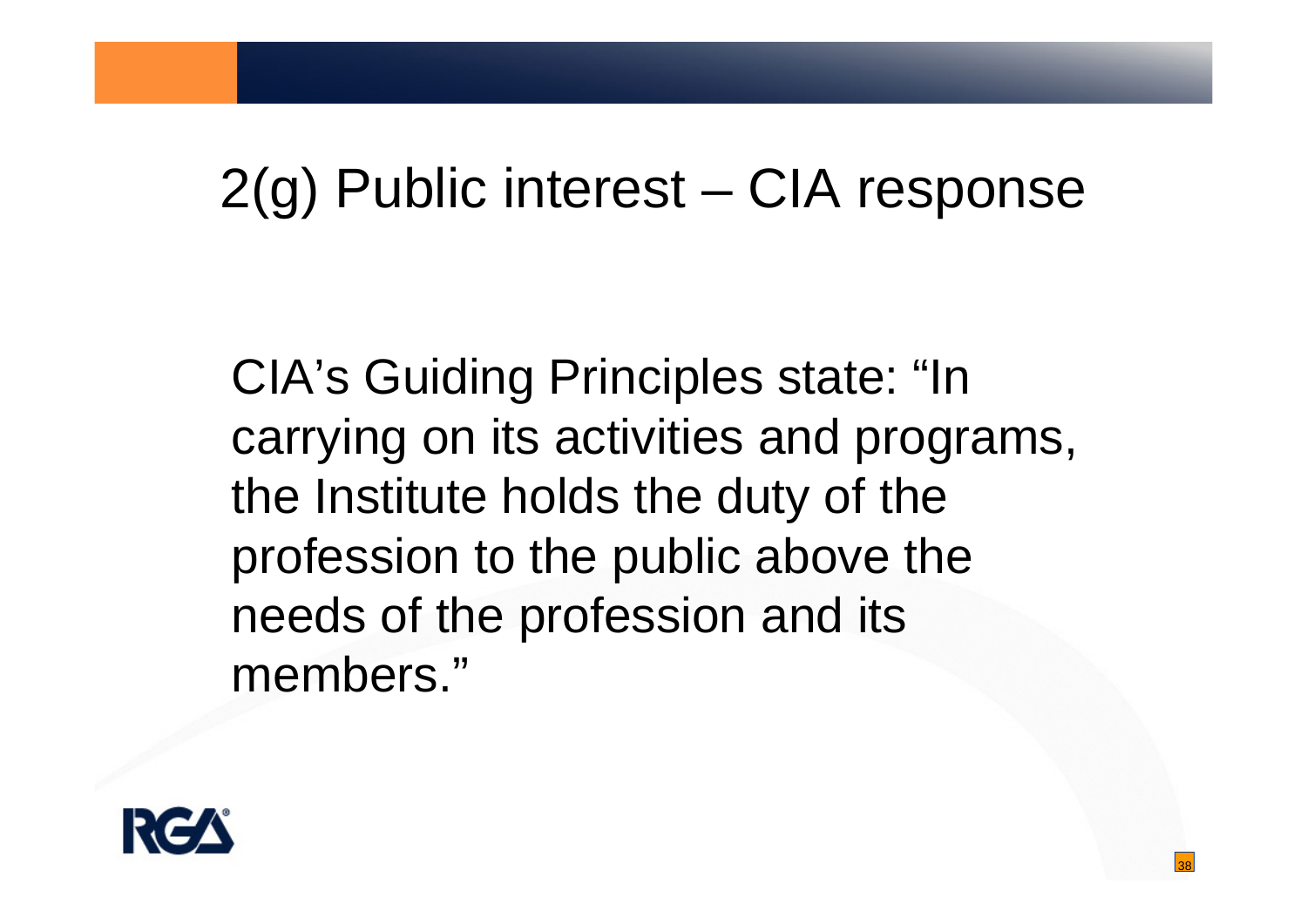# 2(g) Public interest – CIA response

CIA's Guiding Principles state: "In carrying on its activities and programs, the Institute holds the duty of the profession to the public above the needs of the profession and its members."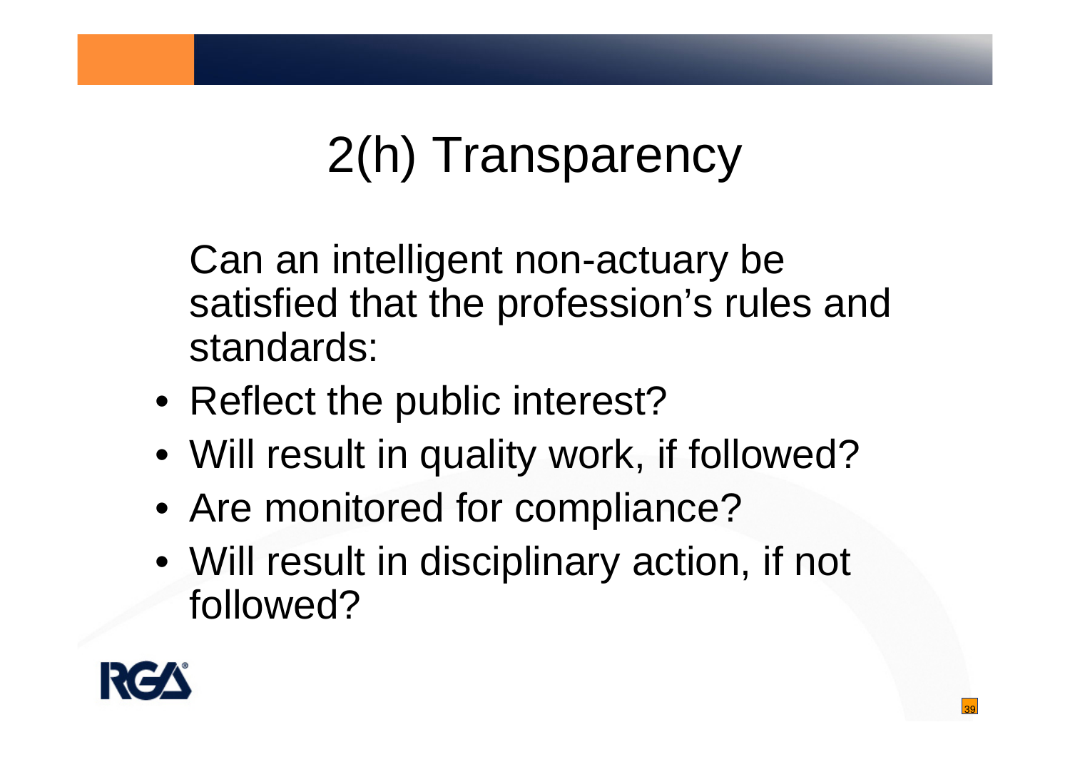# 2(h) Transparency

Can an intelligent non-actuary be satisfied that the profession's rules and standards:

- Reflect the public interest?
- Will result in quality work, if followed?
- Are monitored for compliance?
- Will result in disciplinary action, if not followed?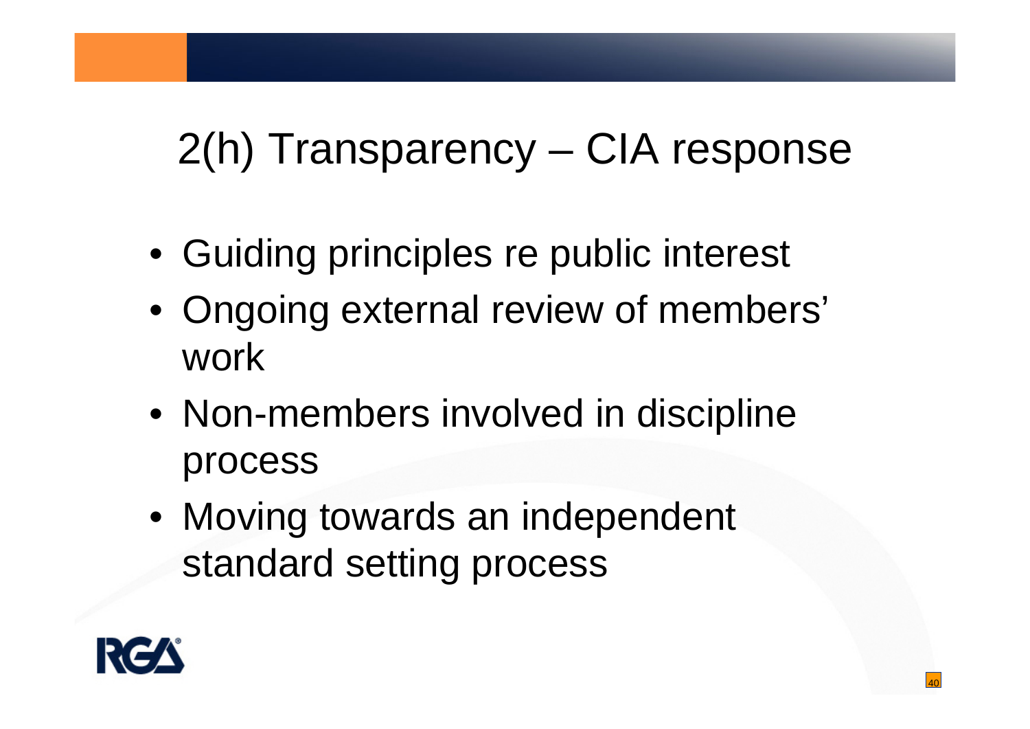# 2(h) Transparency – CIA response

- Guiding principles re public interest
- Ongoing external review of members' work
- Non-members involved in discipline process
- Moving towards an independent standard setting process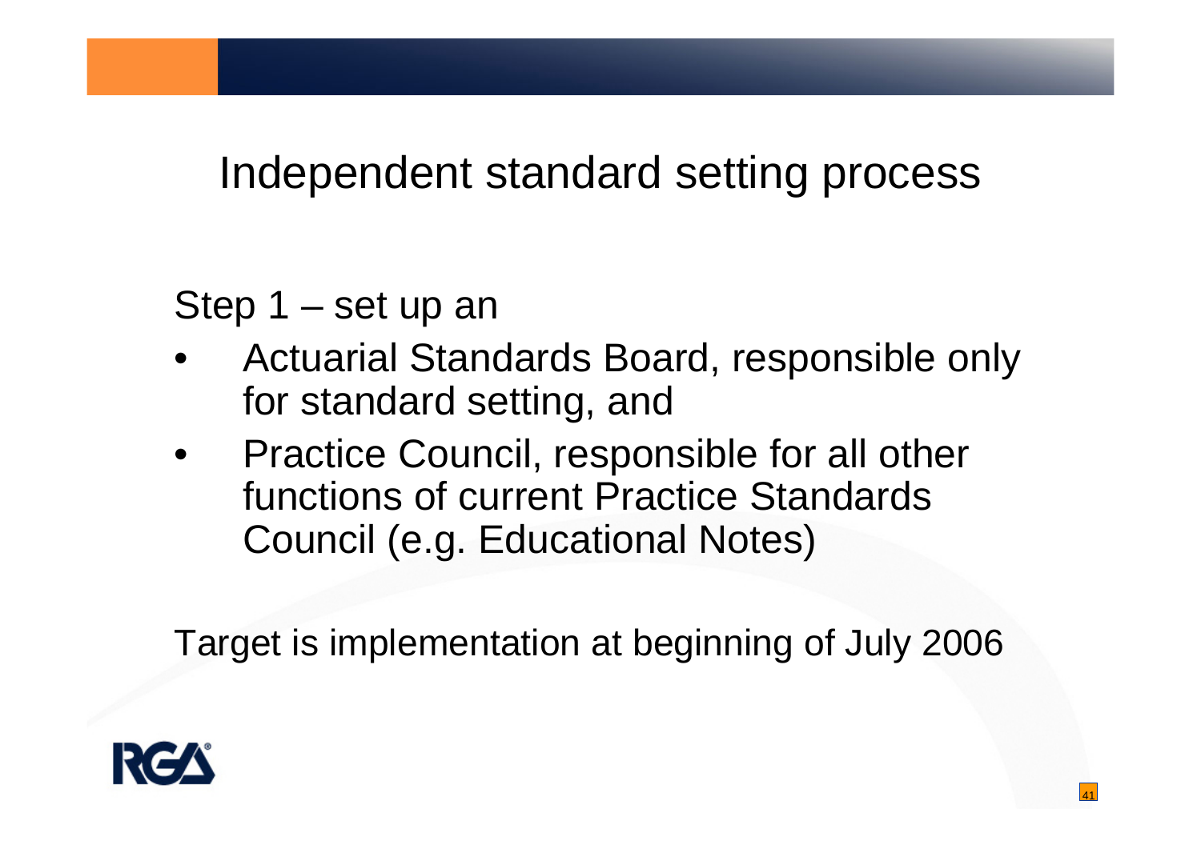# Independent standard setting process

Step 1 – set up an

- Actuarial Standards Board, responsible only for standard setting, and
- Practice Council, responsible for all other functions of current Practice Standards Council (e.g. Educational Notes)

Target is implementation at beginning of July 2006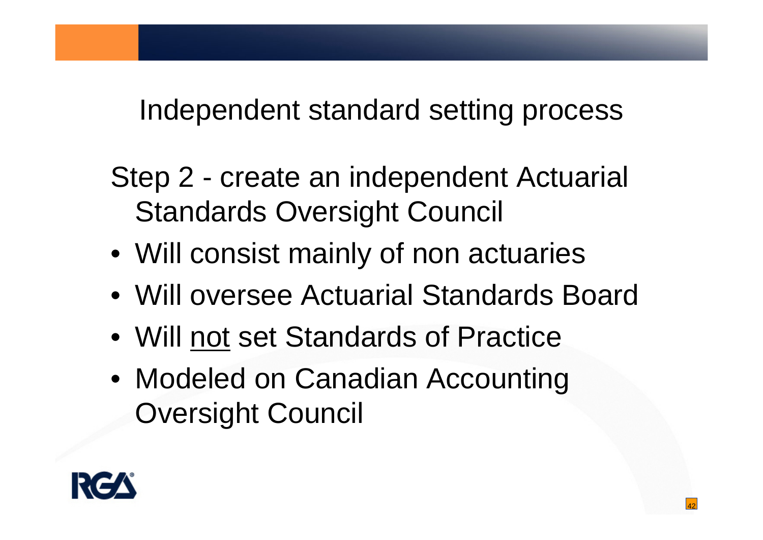# Independent standard setting process

Step 2 - create an independent Actuarial Standards Oversight Council

- Will consist mainly of non actuaries
- Will oversee Actuarial Standards Board
- Will <u>not</u> set Standards of Practice
- Modeled on Canadian Accounting Oversight Council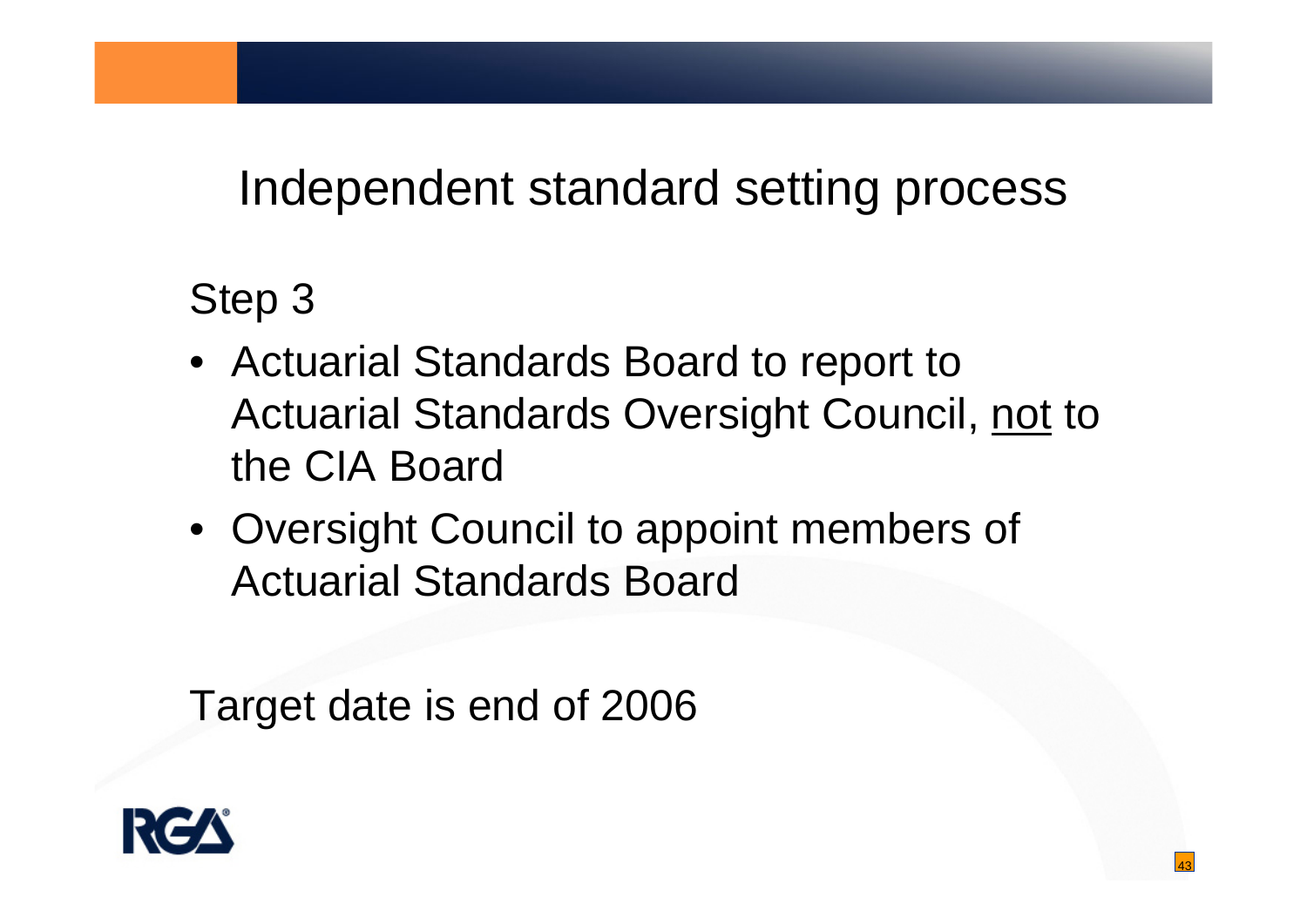# Independent standard setting process

Step 3

- Actuarial Standards Board to report to Actuarial Standards Oversight Council, <u>not</u> to the CIA Board
- Oversight Council to appoint members of Actuarial Standards Board

Target date is end of 2006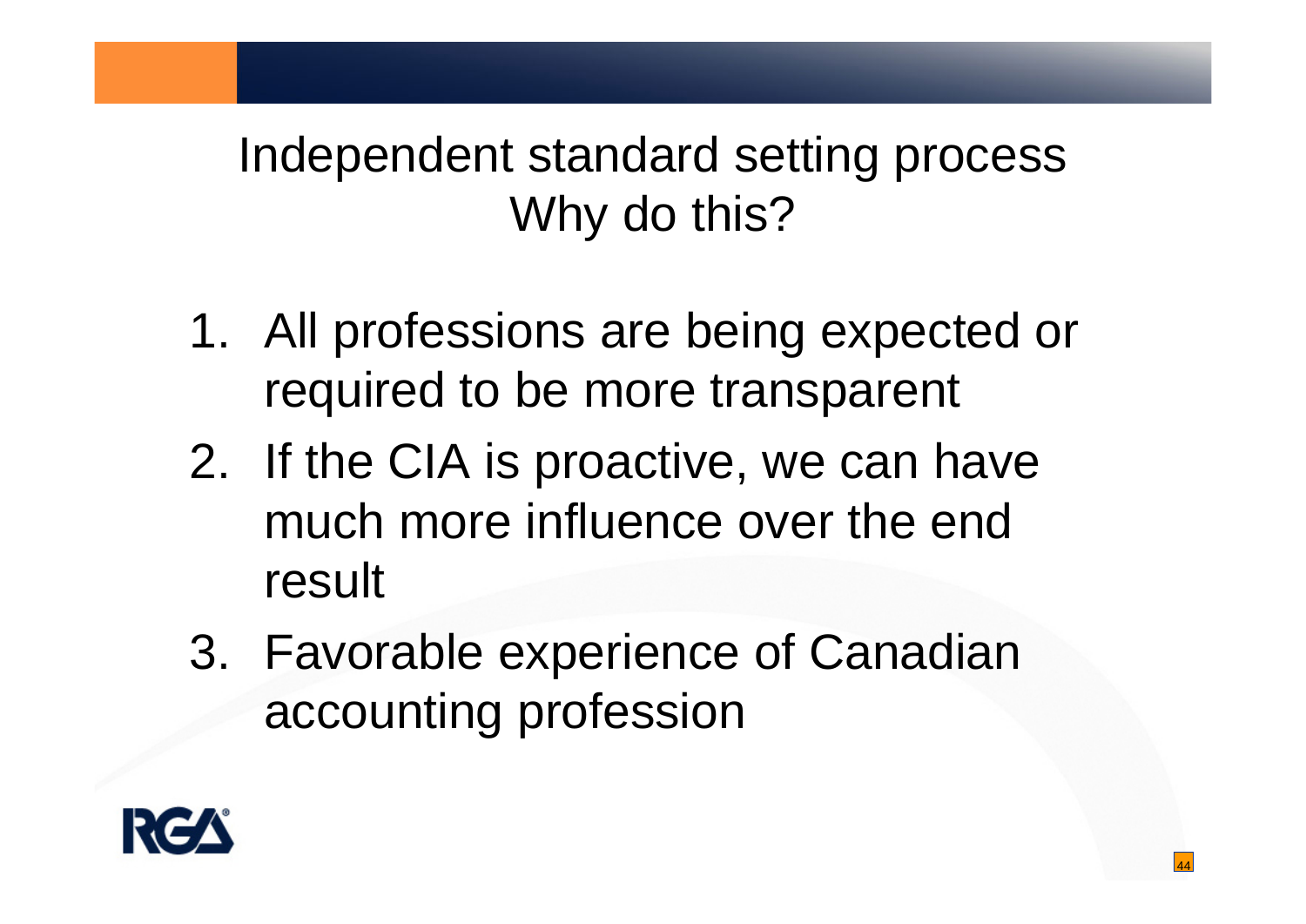# Independent standard setting process
## Why do this?

1. All professions are being expected or required to be more transparent
2. If the CIA is proactive, we can have much more influence over the end result
3. Favorable experience of Canadian accounting profession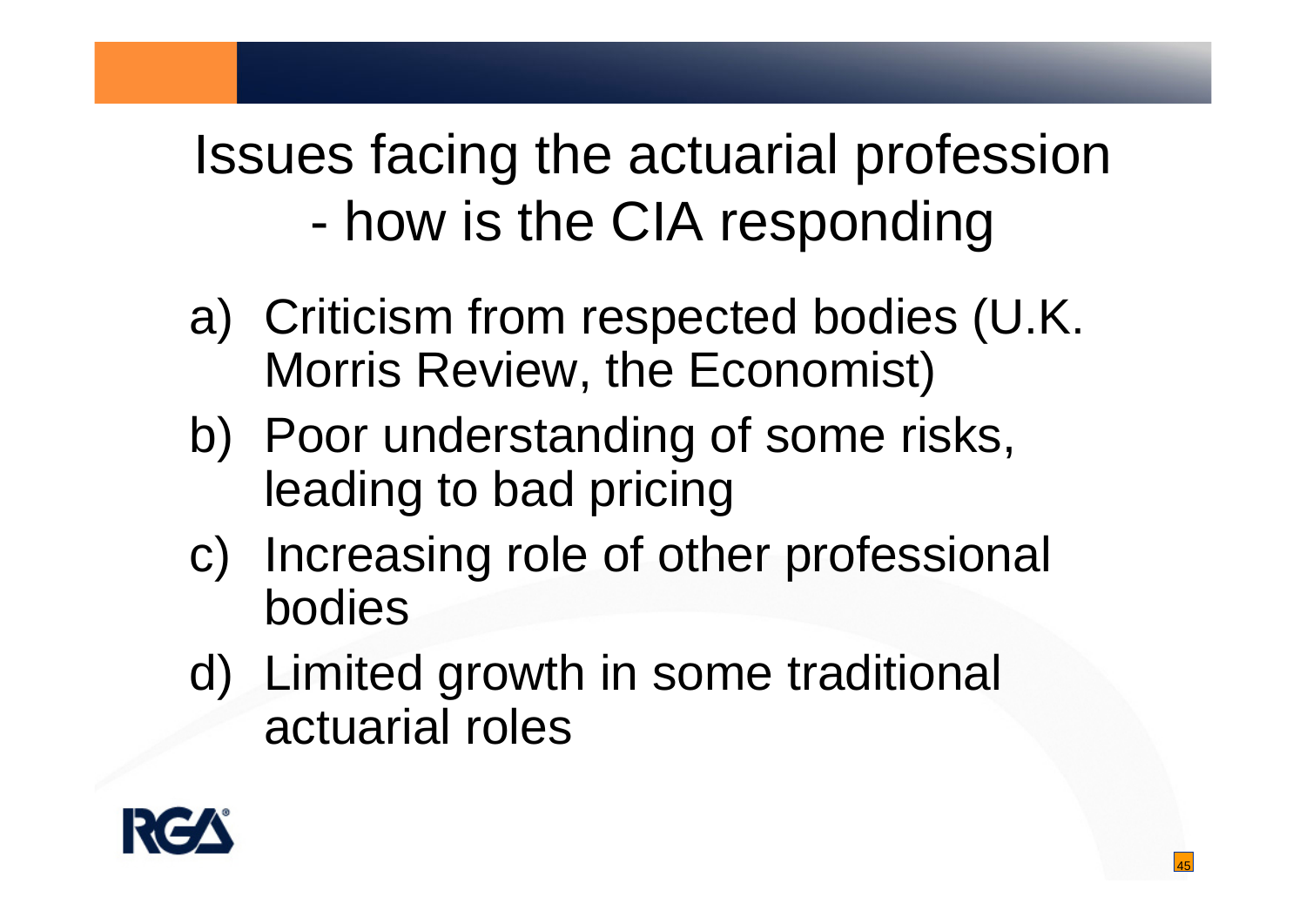# Issues facing the actuarial profession - how is the CIA responding

a) Criticism from respected bodies (U.K. Morris Review, the Economist)

b) Poor understanding of some risks, leading to bad pricing

c) Increasing role of other professional bodies

d) Limited growth in some traditional actuarial roles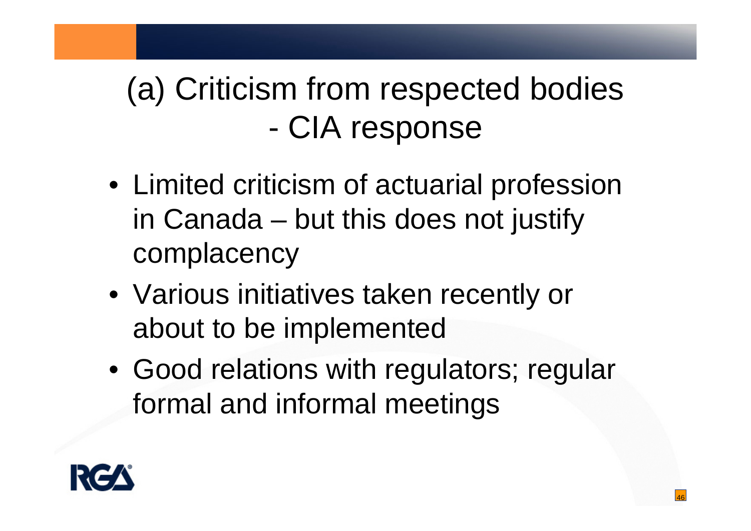# (a) Criticism from respected bodies - CIA response

- Limited criticism of actuarial profession in Canada – but this does not justify complacency
- Various initiatives taken recently or about to be implemented
- Good relations with regulators; regular formal and informal meetings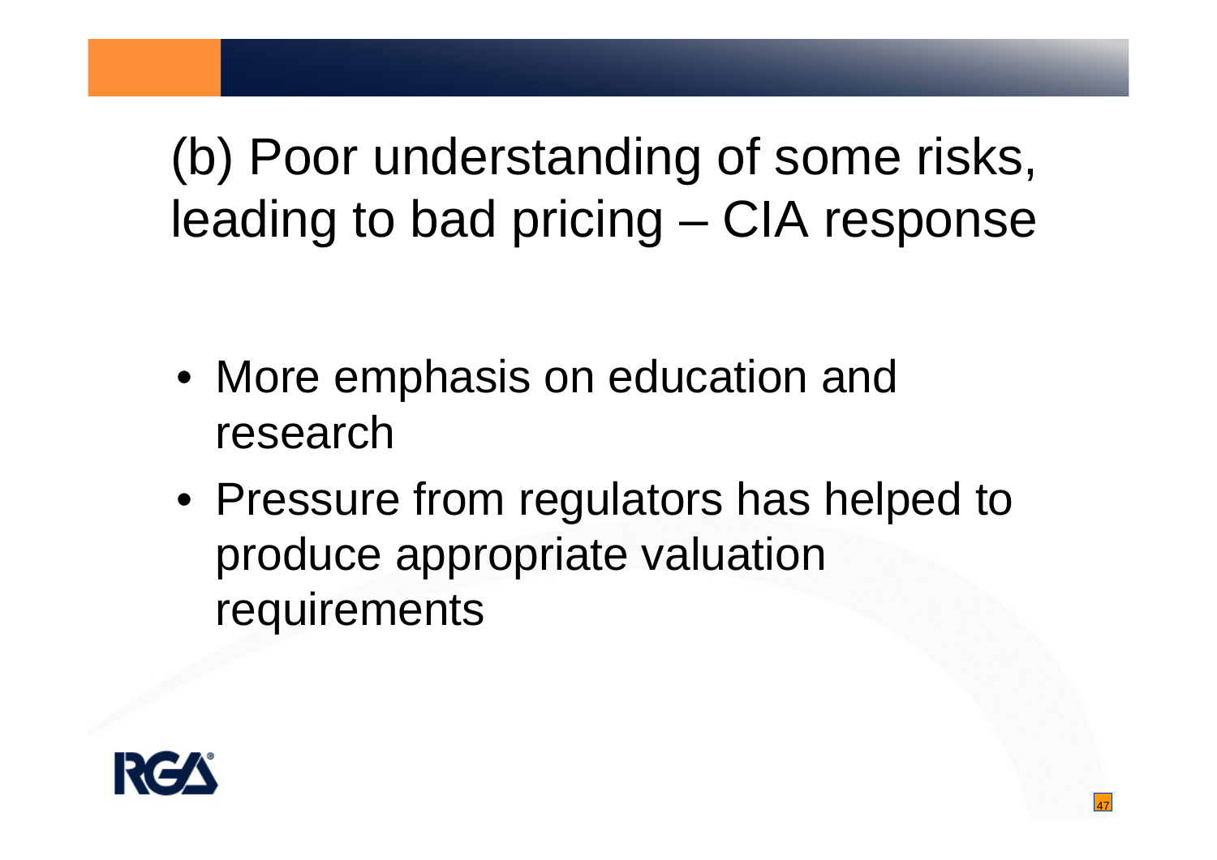# (b) Poor understanding of some risks, leading to bad pricing – CIA response

- More emphasis on education and research
- Pressure from regulators has helped to produce appropriate valuation requirements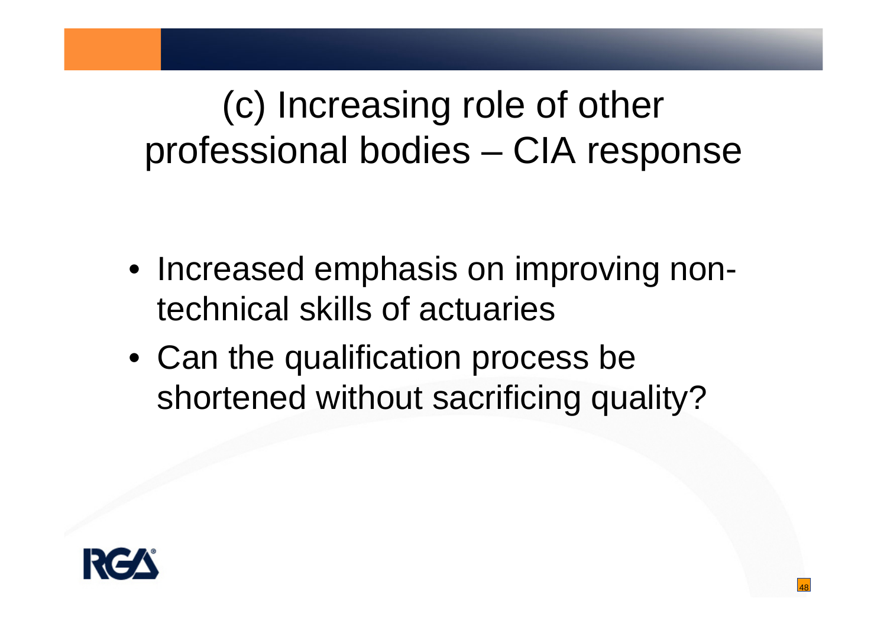# (c) Increasing role of other professional bodies – CIA response

- Increased emphasis on improving non-technical skills of actuaries
- Can the qualification process be shortened without sacrificing quality?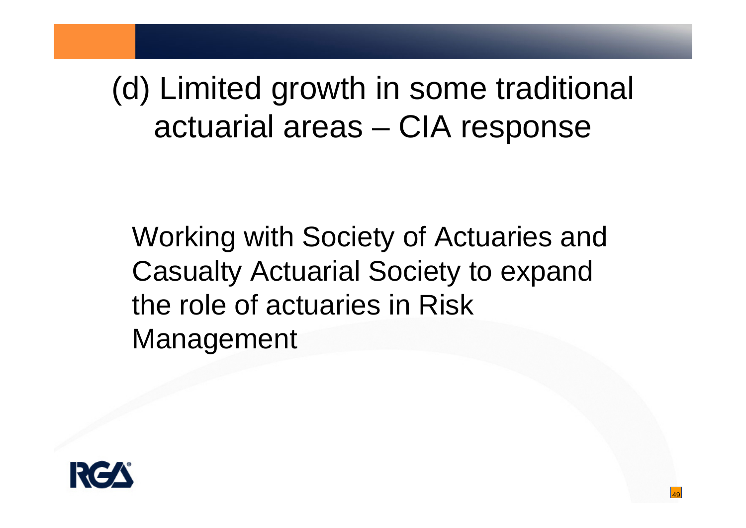# (d) Limited growth in some traditional actuarial areas – CIA response

Working with Society of Actuaries and Casualty Actuarial Society to expand the role of actuaries in Risk Management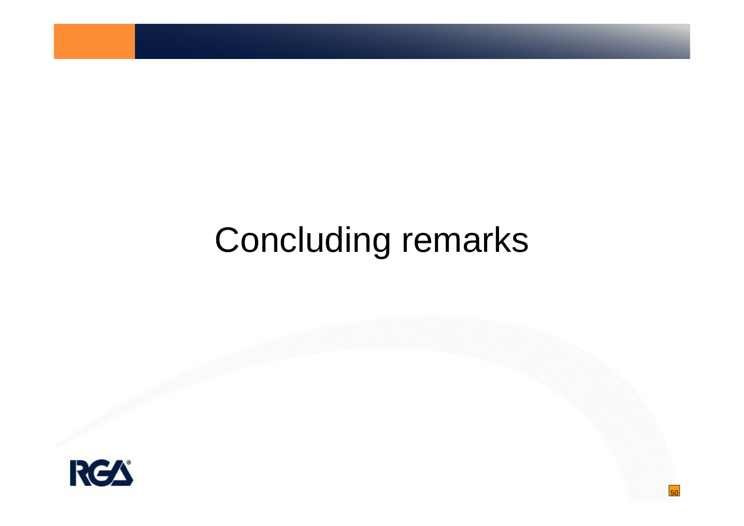# Concluding remarks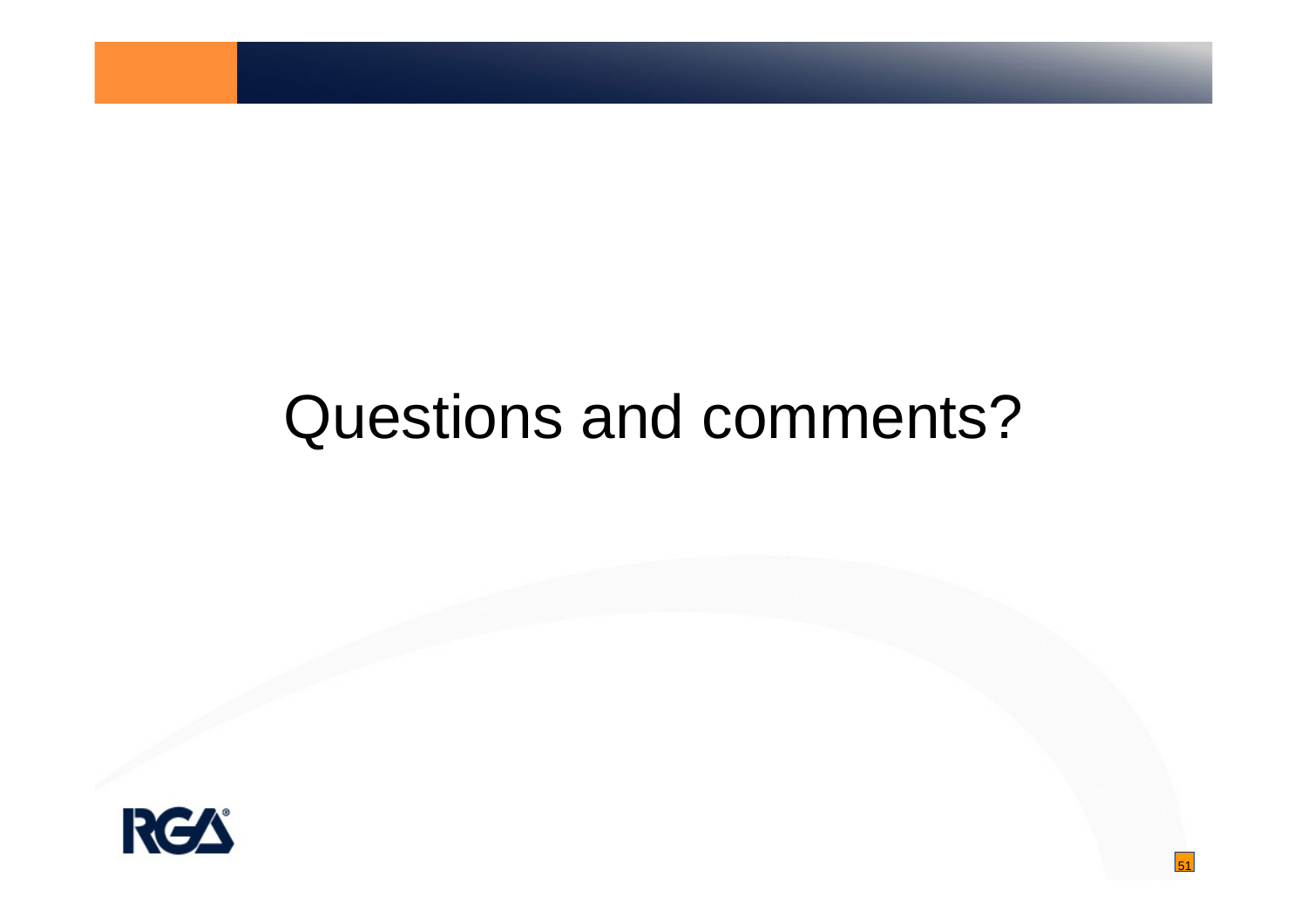# Questions and comments?